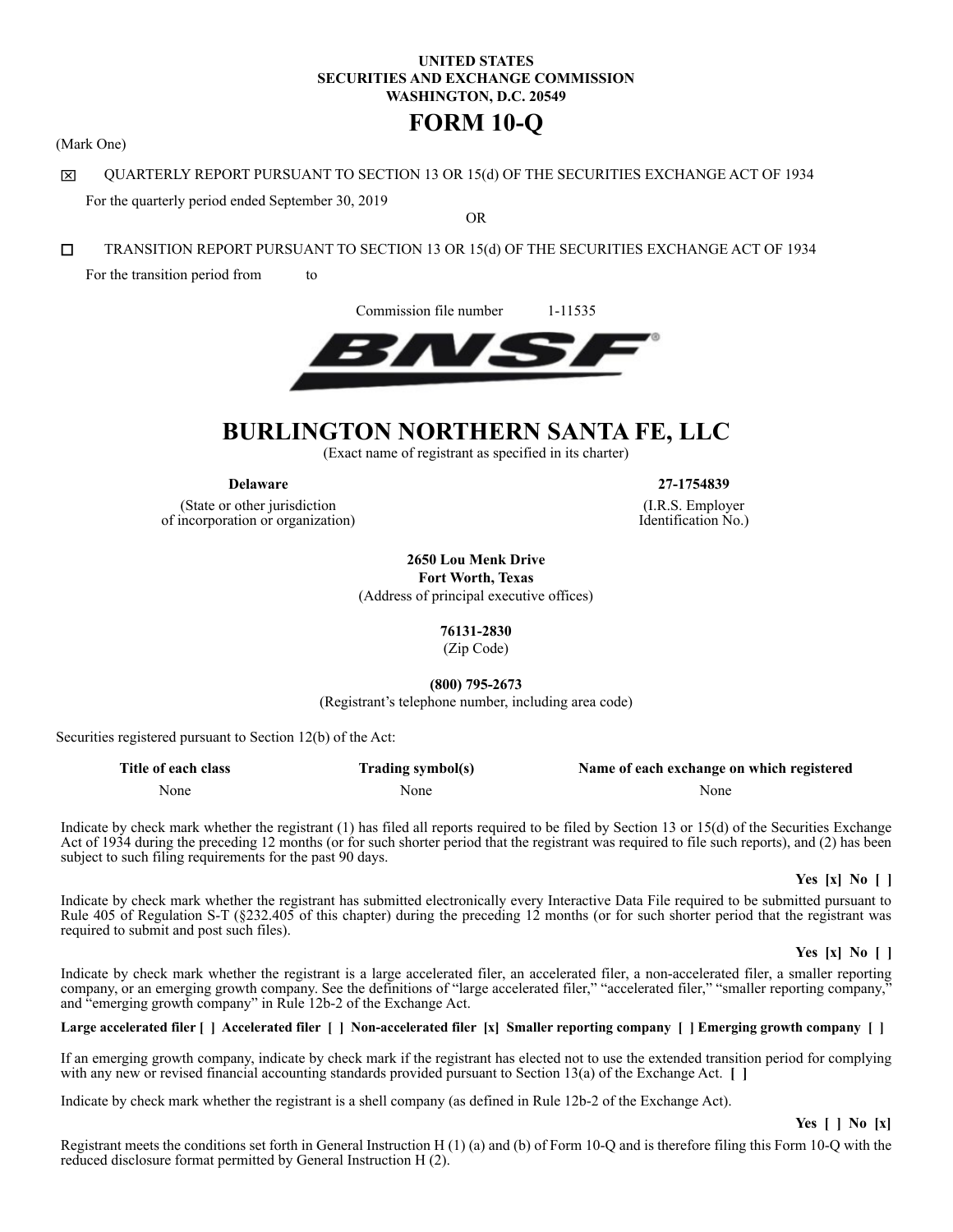**UNITED STATES**
**SECURITIES AND EXCHANGE COMMISSION**
**WASHINGTON, D.C. 20549**

# FORM 10-Q

(Mark One)

☒ QUARTERLY REPORT PURSUANT TO SECTION 13 OR 15(d) OF THE SECURITIES EXCHANGE ACT OF 1934

For the quarterly period ended September 30, 2019

OR

☐ TRANSITION REPORT PURSUANT TO SECTION 13 OR 15(d) OF THE SECURITIES EXCHANGE ACT OF 1934

For the transition period from to

Commission file number 1-11535

# BURLINGTON NORTHERN SANTA FE, LLC

(Exact name of registrant as specified in its charter)

| **Delaware** | **27-1754839** |
|---|---|
| (State or other jurisdiction of incorporation or organization) | (I.R.S. Employer Identification No.) |

**2650 Lou Menk Drive**
**Fort Worth, Texas**
(Address of principal executive offices)

**76131-2830**
(Zip Code)

**(800) 795-2673**
(Registrant's telephone number, including area code)

Securities registered pursuant to Section 12(b) of the Act:

| Title of each class | Trading symbol(s) | Name of each exchange on which registered |
|---|---|---|
| None | None | None |

Indicate by check mark whether the registrant (1) has filed all reports required to be filed by Section 13 or 15(d) of the Securities Exchange Act of 1934 during the preceding 12 months (or for such shorter period that the registrant was required to file such reports), and (2) has been subject to such filing requirements for the past 90 days.

**Yes [x] No [ ]**

Indicate by check mark whether the registrant has submitted electronically every Interactive Data File required to be submitted pursuant to Rule 405 of Regulation S-T (§232.405 of this chapter) during the preceding 12 months (or for such shorter period that the registrant was required to submit and post such files).

**Yes [x] No [ ]**

Indicate by check mark whether the registrant is a large accelerated filer, an accelerated filer, a non-accelerated filer, a smaller reporting company, or an emerging growth company. See the definitions of "large accelerated filer," "accelerated filer," "smaller reporting company," and "emerging growth company" in Rule 12b-2 of the Exchange Act.

**Large accelerated filer [ ] Accelerated filer [ ] Non-accelerated filer [x] Smaller reporting company [ ] Emerging growth company [ ]**

If an emerging growth company, indicate by check mark if the registrant has elected not to use the extended transition period for complying with any new or revised financial accounting standards provided pursuant to Section 13(a) of the Exchange Act. **[ ]**

Indicate by check mark whether the registrant is a shell company (as defined in Rule 12b-2 of the Exchange Act).

**Yes [ ] No [x]**

Registrant meets the conditions set forth in General Instruction H (1) (a) and (b) of Form 10-Q and is therefore filing this Form 10-Q with the reduced disclosure format permitted by General Instruction H (2).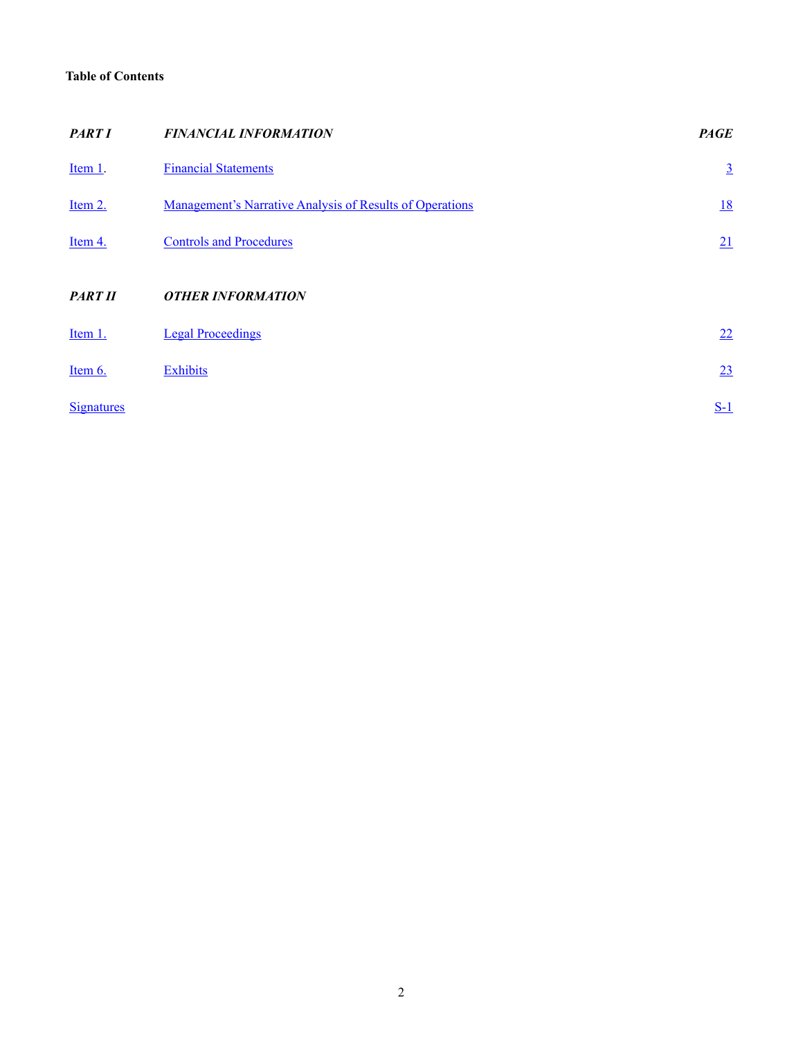**Table of Contents**

| *PART I* | *FINANCIAL INFORMATION* | *PAGE* |
|---|---|---|
| Item 1. | Financial Statements | 3 |
| Item 2. | Management's Narrative Analysis of Results of Operations | 18 |
| Item 4. | Controls and Procedures | 21 |
| *PART II* | *OTHER INFORMATION* | |
| Item 1. | Legal Proceedings | 22 |
| Item 6. | Exhibits | 23 |
| Signatures | | S-1 |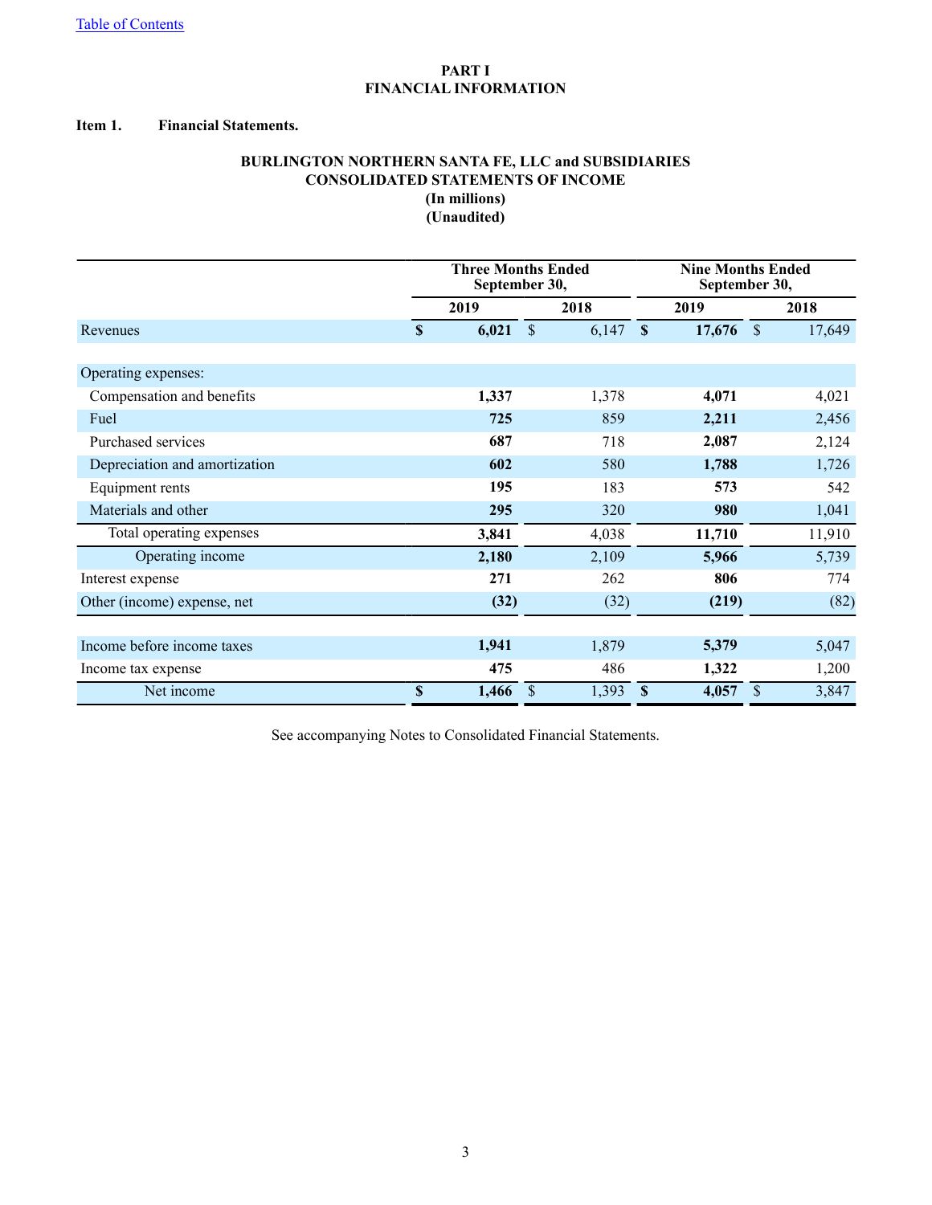# PART I
# FINANCIAL INFORMATION

**Item 1. Financial Statements.**

## BURLINGTON NORTHERN SANTA FE, LLC and SUBSIDIARIES
## CONSOLIDATED STATEMENTS OF INCOME
**(In millions)**
**(Unaudited)**

| | Three Months Ended September 30, | | Nine Months Ended September 30, | |
|---|---|---|---|---|
| | **2019** | **2018** | **2019** | **2018** |
| Revenues | **$ 6,021** | $ 6,147 | **$ 17,676** | $ 17,649 |
| | | | | |
| Operating expenses: | | | | |
| Compensation and benefits | **1,337** | 1,378 | **4,071** | 4,021 |
| Fuel | **725** | 859 | **2,211** | 2,456 |
| Purchased services | **687** | 718 | **2,087** | 2,124 |
| Depreciation and amortization | **602** | 580 | **1,788** | 1,726 |
| Equipment rents | **195** | 183 | **573** | 542 |
| Materials and other | **295** | 320 | **980** | 1,041 |
| Total operating expenses | **3,841** | 4,038 | **11,710** | 11,910 |
| Operating income | **2,180** | 2,109 | **5,966** | 5,739 |
| Interest expense | **271** | 262 | **806** | 774 |
| Other (income) expense, net | **(32)** | (32) | **(219)** | (82) |
| | | | | |
| Income before income taxes | **1,941** | 1,879 | **5,379** | 5,047 |
| Income tax expense | **475** | 486 | **1,322** | 1,200 |
| Net income | **$ 1,466** | $ 1,393 | **$ 4,057** | $ 3,847 |

See accompanying Notes to Consolidated Financial Statements.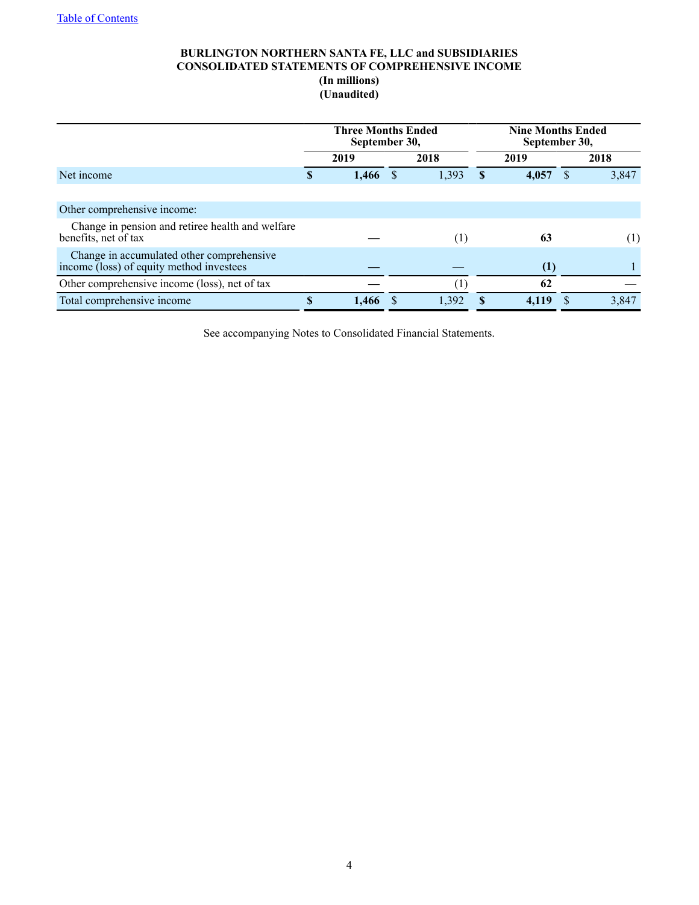# BURLINGTON NORTHERN SANTA FE, LLC and SUBSIDIARIES
## CONSOLIDATED STATEMENTS OF COMPREHENSIVE INCOME
**(In millions)**
**(Unaudited)**

| | Three Months Ended September 30, | | Nine Months Ended September 30, | |
|---|---|---|---|---|
| | **2019** | **2018** | **2019** | **2018** |
| Net income | **$ 1,466** | $ 1,393 | **$ 4,057** | $ 3,847 |
| | | | | |
| Other comprehensive income: | | | | |
| Change in pension and retiree health and welfare benefits, net of tax | **—** | (1) | **63** | (1) |
| Change in accumulated other comprehensive income (loss) of equity method investees | **—** | — | **(1)** | 1 |
| Other comprehensive income (loss), net of tax | **—** | (1) | **62** | — |
| Total comprehensive income | **$ 1,466** | $ 1,392 | **$ 4,119** | $ 3,847 |

See accompanying Notes to Consolidated Financial Statements.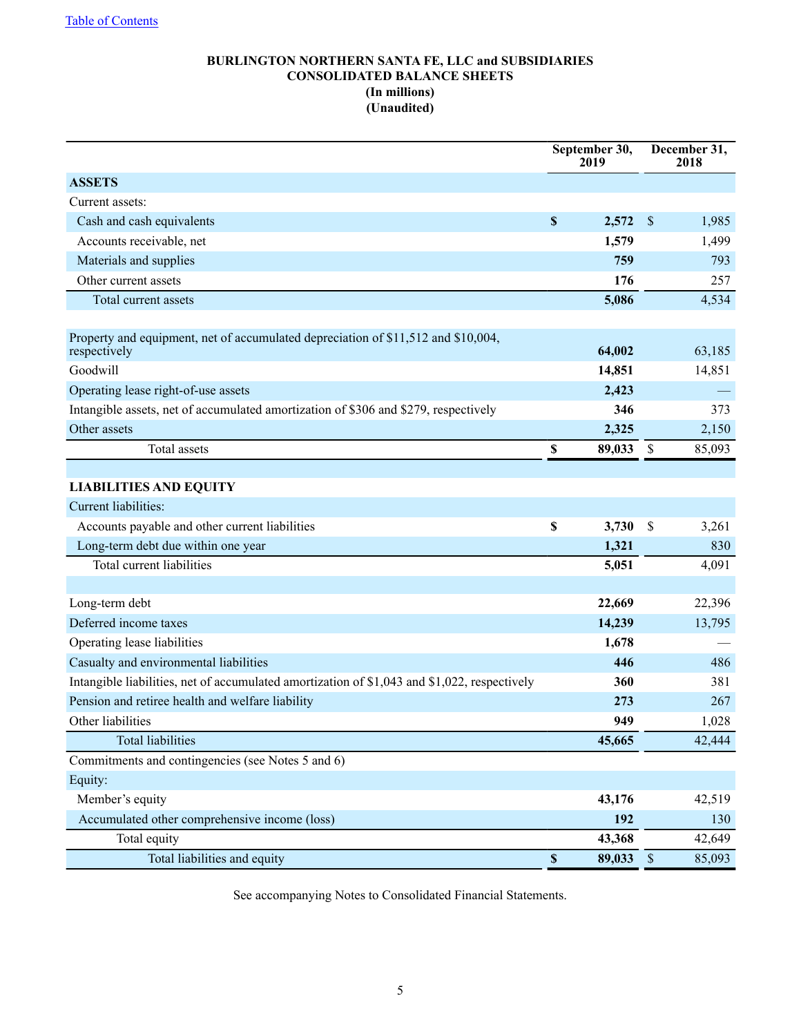# BURLINGTON NORTHERN SANTA FE, LLC and SUBSIDIARIES
## CONSOLIDATED BALANCE SHEETS
### (In millions)
### (Unaudited)

| | September 30, 2019 | December 31, 2018 |
|---|---|---|
| **ASSETS** | | |
| Current assets: | | |
| Cash and cash equivalents | **$ 2,572** | $ 1,985 |
| Accounts receivable, net | **1,579** | 1,499 |
| Materials and supplies | **759** | 793 |
| Other current assets | **176** | 257 |
| Total current assets | **5,086** | 4,534 |
| | | |
| Property and equipment, net of accumulated depreciation of $11,512 and $10,004, respectively | **64,002** | 63,185 |
| Goodwill | **14,851** | 14,851 |
| Operating lease right-of-use assets | **2,423** | — |
| Intangible assets, net of accumulated amortization of $306 and $279, respectively | **346** | 373 |
| Other assets | **2,325** | 2,150 |
| Total assets | **$ 89,033** | $ 85,093 |
| | | |
| **LIABILITIES AND EQUITY** | | |
| Current liabilities: | | |
| Accounts payable and other current liabilities | **$ 3,730** | $ 3,261 |
| Long-term debt due within one year | **1,321** | 830 |
| Total current liabilities | **5,051** | 4,091 |
| | | |
| Long-term debt | **22,669** | 22,396 |
| Deferred income taxes | **14,239** | 13,795 |
| Operating lease liabilities | **1,678** | — |
| Casualty and environmental liabilities | **446** | 486 |
| Intangible liabilities, net of accumulated amortization of $1,043 and $1,022, respectively | **360** | 381 |
| Pension and retiree health and welfare liability | **273** | 267 |
| Other liabilities | **949** | 1,028 |
| Total liabilities | **45,665** | 42,444 |
| Commitments and contingencies (see Notes 5 and 6) | | |
| Equity: | | |
| Member's equity | **43,176** | 42,519 |
| Accumulated other comprehensive income (loss) | **192** | 130 |
| Total equity | **43,368** | 42,649 |
| Total liabilities and equity | **$ 89,033** | $ 85,093 |

See accompanying Notes to Consolidated Financial Statements.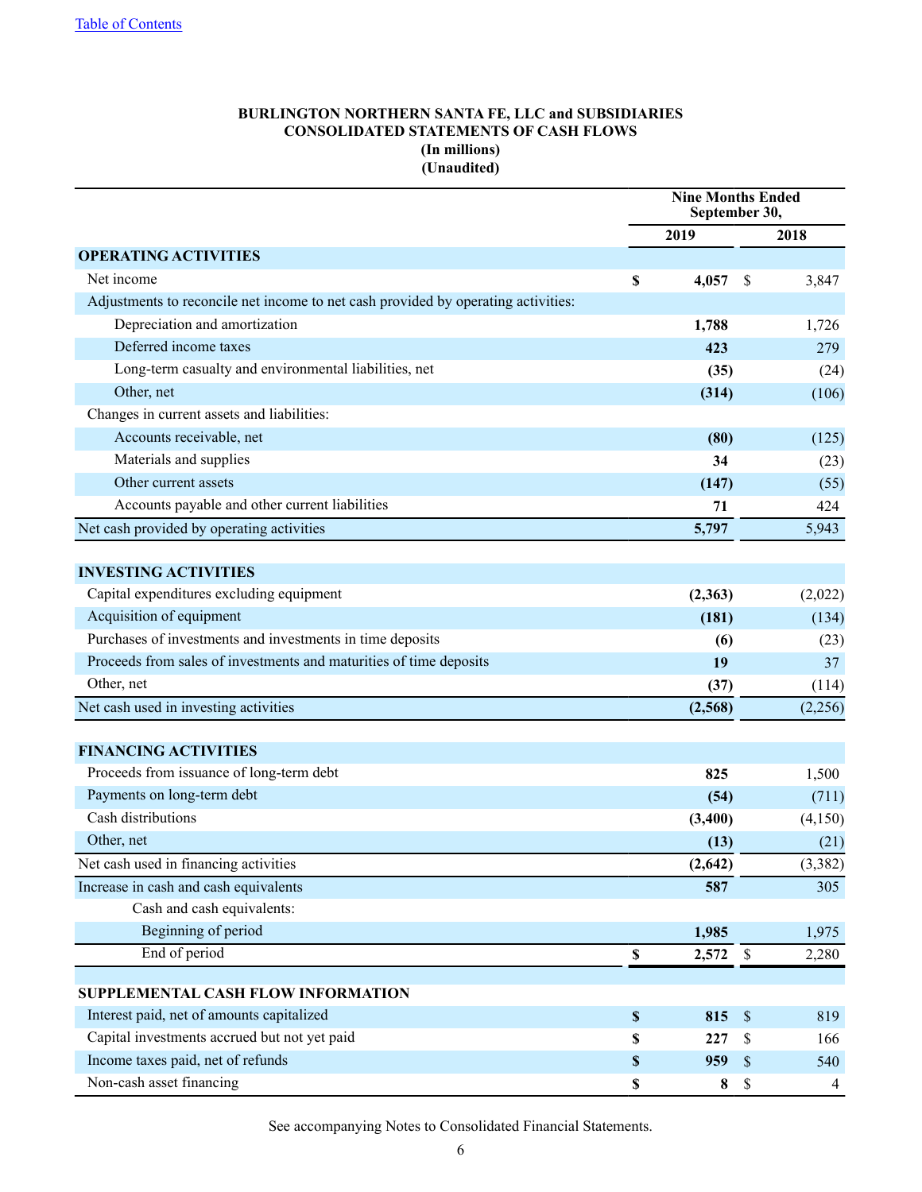[Table of Contents]

**BURLINGTON NORTHERN SANTA FE, LLC and SUBSIDIARIES**
**CONSOLIDATED STATEMENTS OF CASH FLOWS**
**(In millions)**
**(Unaudited)**

| | Nine Months Ended September 30, | |
|---|---|---|
| | **2019** | **2018** |
| **OPERATING ACTIVITIES** | | |
| Net income | **$ 4,057** | $ 3,847 |
| Adjustments to reconcile net income to net cash provided by operating activities: | | |
| Depreciation and amortization | **1,788** | 1,726 |
| Deferred income taxes | **423** | 279 |
| Long-term casualty and environmental liabilities, net | **(35)** | (24) |
| Other, net | **(314)** | (106) |
| Changes in current assets and liabilities: | | |
| Accounts receivable, net | **(80)** | (125) |
| Materials and supplies | **34** | (23) |
| Other current assets | **(147)** | (55) |
| Accounts payable and other current liabilities | **71** | 424 |
| Net cash provided by operating activities | **5,797** | 5,943 |
| **INVESTING ACTIVITIES** | | |
| Capital expenditures excluding equipment | **(2,363)** | (2,022) |
| Acquisition of equipment | **(181)** | (134) |
| Purchases of investments and investments in time deposits | **(6)** | (23) |
| Proceeds from sales of investments and maturities of time deposits | **19** | 37 |
| Other, net | **(37)** | (114) |
| Net cash used in investing activities | **(2,568)** | (2,256) |
| **FINANCING ACTIVITIES** | | |
| Proceeds from issuance of long-term debt | **825** | 1,500 |
| Payments on long-term debt | **(54)** | (711) |
| Cash distributions | **(3,400)** | (4,150) |
| Other, net | **(13)** | (21) |
| Net cash used in financing activities | **(2,642)** | (3,382) |
| Increase in cash and cash equivalents | **587** | 305 |
| Cash and cash equivalents: | | |
| Beginning of period | **1,985** | 1,975 |
| End of period | **$ 2,572** | $ 2,280 |
| **SUPPLEMENTAL CASH FLOW INFORMATION** | | |
| Interest paid, net of amounts capitalized | **$ 815** | $ 819 |
| Capital investments accrued but not yet paid | **$ 227** | $ 166 |
| Income taxes paid, net of refunds | **$ 959** | $ 540 |
| Non-cash asset financing | **$ 8** | $ 4 |

See accompanying Notes to Consolidated Financial Statements.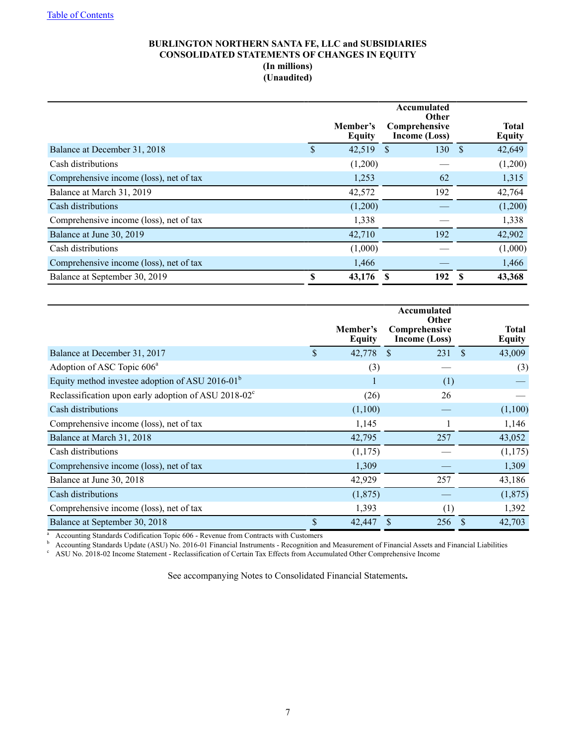Table of Contents

**BURLINGTON NORTHERN SANTA FE, LLC and SUBSIDIARIES**
**CONSOLIDATED STATEMENTS OF CHANGES IN EQUITY**
**(In millions)**
**(Unaudited)**

| | Member's Equity | Accumulated Other Comprehensive Income (Loss) | Total Equity |
|---|---|---|---|
| Balance at December 31, 2018 | $ 42,519 | $ 130 | $ 42,649 |
| Cash distributions | (1,200) | — | (1,200) |
| Comprehensive income (loss), net of tax | 1,253 | 62 | 1,315 |
| Balance at March 31, 2019 | 42,572 | 192 | 42,764 |
| Cash distributions | (1,200) | — | (1,200) |
| Comprehensive income (loss), net of tax | 1,338 | — | 1,338 |
| Balance at June 30, 2019 | 42,710 | 192 | 42,902 |
| Cash distributions | (1,000) | — | (1,000) |
| Comprehensive income (loss), net of tax | 1,466 | — | 1,466 |
| Balance at September 30, 2019 | **$ 43,176** | **$ 192** | **$ 43,368** |

| | Member's Equity | Accumulated Other Comprehensive Income (Loss) | Total Equity |
|---|---|---|---|
| Balance at December 31, 2017 | $ 42,778 | $ 231 | $ 43,009 |
| Adoption of ASC Topic 606[a] | (3) | — | (3) |
| Equity method investee adoption of ASU 2016-01[b] | 1 | (1) | — |
| Reclassification upon early adoption of ASU 2018-02[c] | (26) | 26 | — |
| Cash distributions | (1,100) | — | (1,100) |
| Comprehensive income (loss), net of tax | 1,145 | 1 | 1,146 |
| Balance at March 31, 2018 | 42,795 | 257 | 43,052 |
| Cash distributions | (1,175) | — | (1,175) |
| Comprehensive income (loss), net of tax | 1,309 | — | 1,309 |
| Balance at June 30, 2018 | 42,929 | 257 | 43,186 |
| Cash distributions | (1,875) | — | (1,875) |
| Comprehensive income (loss), net of tax | 1,393 | (1) | 1,392 |
| Balance at September 30, 2018 | $ 42,447 | $ 256 | $ 42,703 |

[a] Accounting Standards Codification Topic 606 - Revenue from Contracts with Customers
[b] Accounting Standards Update (ASU) No. 2016-01 Financial Instruments - Recognition and Measurement of Financial Assets and Financial Liabilities
[c] ASU No. 2018-02 Income Statement - Reclassification of Certain Tax Effects from Accumulated Other Comprehensive Income

See accompanying Notes to Consolidated Financial Statements**.**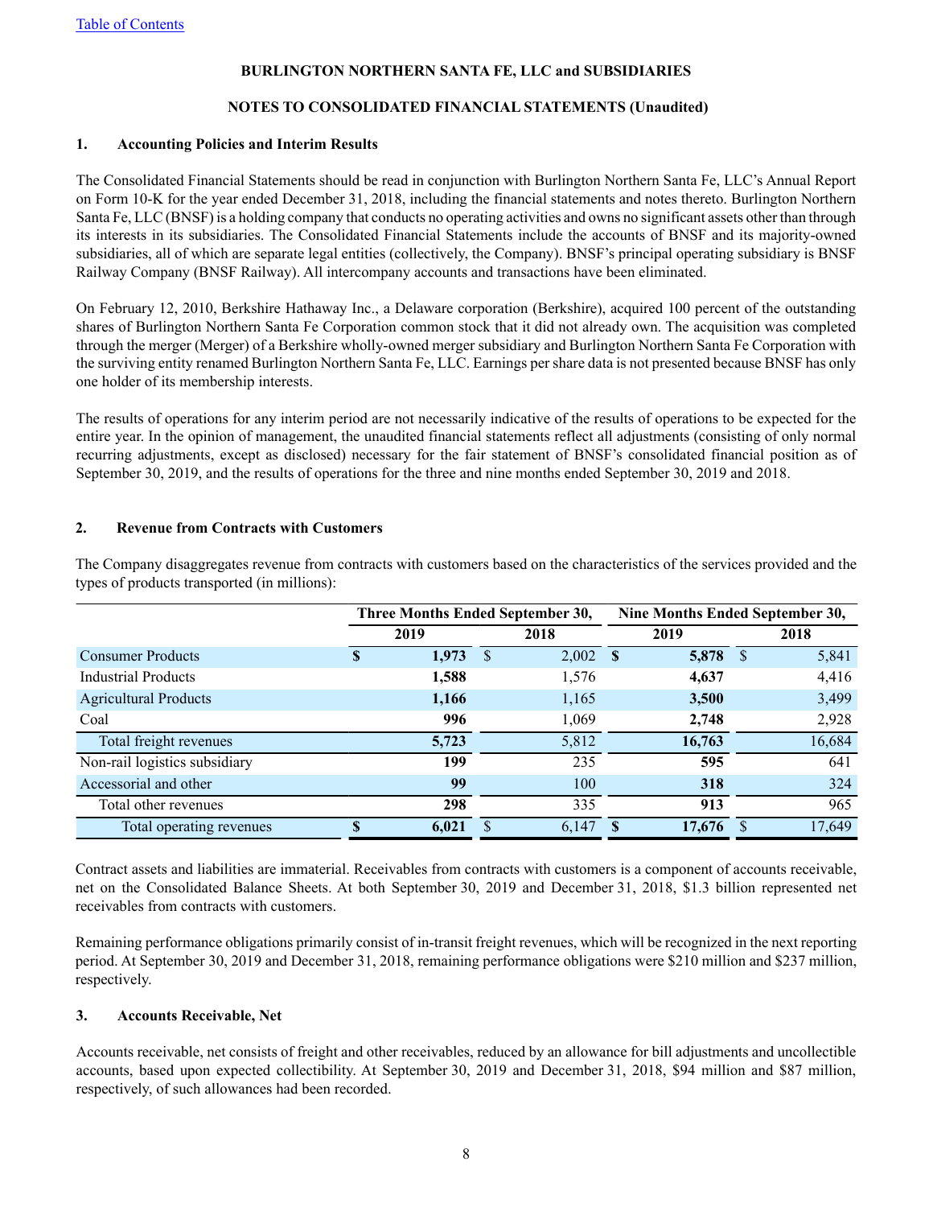[Table of Contents](#)

**BURLINGTON NORTHERN SANTA FE, LLC and SUBSIDIARIES**

**NOTES TO CONSOLIDATED FINANCIAL STATEMENTS (Unaudited)**

## 1. Accounting Policies and Interim Results

The Consolidated Financial Statements should be read in conjunction with Burlington Northern Santa Fe, LLC's Annual Report on Form 10-K for the year ended December 31, 2018, including the financial statements and notes thereto. Burlington Northern Santa Fe, LLC (BNSF) is a holding company that conducts no operating activities and owns no significant assets other than through its interests in its subsidiaries. The Consolidated Financial Statements include the accounts of BNSF and its majority-owned subsidiaries, all of which are separate legal entities (collectively, the Company). BNSF's principal operating subsidiary is BNSF Railway Company (BNSF Railway). All intercompany accounts and transactions have been eliminated.

On February 12, 2010, Berkshire Hathaway Inc., a Delaware corporation (Berkshire), acquired 100 percent of the outstanding shares of Burlington Northern Santa Fe Corporation common stock that it did not already own. The acquisition was completed through the merger (Merger) of a Berkshire wholly-owned merger subsidiary and Burlington Northern Santa Fe Corporation with the surviving entity renamed Burlington Northern Santa Fe, LLC. Earnings per share data is not presented because BNSF has only one holder of its membership interests.

The results of operations for any interim period are not necessarily indicative of the results of operations to be expected for the entire year. In the opinion of management, the unaudited financial statements reflect all adjustments (consisting of only normal recurring adjustments, except as disclosed) necessary for the fair statement of BNSF's consolidated financial position as of September 30, 2019, and the results of operations for the three and nine months ended September 30, 2019 and 2018.

## 2. Revenue from Contracts with Customers

The Company disaggregates revenue from contracts with customers based on the characteristics of the services provided and the types of products transported (in millions):

| | Three Months Ended September 30, | | Nine Months Ended September 30, | |
|---|---|---|---|---|
| | **2019** | **2018** | **2019** | **2018** |
| Consumer Products | **$ 1,973** | $ 2,002 | **$ 5,878** | $ 5,841 |
| Industrial Products | **1,588** | 1,576 | **4,637** | 4,416 |
| Agricultural Products | **1,166** | 1,165 | **3,500** | 3,499 |
| Coal | **996** | 1,069 | **2,748** | 2,928 |
| Total freight revenues | **5,723** | 5,812 | **16,763** | 16,684 |
| Non-rail logistics subsidiary | **199** | 235 | **595** | 641 |
| Accessorial and other | **99** | 100 | **318** | 324 |
| Total other revenues | **298** | 335 | **913** | 965 |
| Total operating revenues | **$ 6,021** | $ 6,147 | **$ 17,676** | $ 17,649 |

Contract assets and liabilities are immaterial. Receivables from contracts with customers is a component of accounts receivable, net on the Consolidated Balance Sheets. At both September 30, 2019 and December 31, 2018, $1.3 billion represented net receivables from contracts with customers.

Remaining performance obligations primarily consist of in-transit freight revenues, which will be recognized in the next reporting period. At September 30, 2019 and December 31, 2018, remaining performance obligations were $210 million and $237 million, respectively.

## 3. Accounts Receivable, Net

Accounts receivable, net consists of freight and other receivables, reduced by an allowance for bill adjustments and uncollectible accounts, based upon expected collectibility. At September 30, 2019 and December 31, 2018, $94 million and $87 million, respectively, of such allowances had been recorded.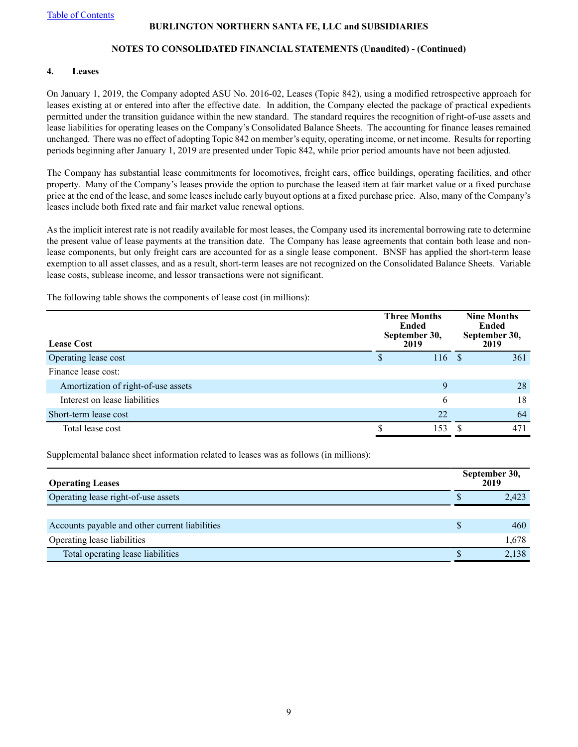BURLINGTON NORTHERN SANTA FE, LLC and SUBSIDIARIES

NOTES TO CONSOLIDATED FINANCIAL STATEMENTS (Unaudited) - (Continued)

## 4. Leases

On January 1, 2019, the Company adopted ASU No. 2016-02, Leases (Topic 842), using a modified retrospective approach for leases existing at or entered into after the effective date. In addition, the Company elected the package of practical expedients permitted under the transition guidance within the new standard. The standard requires the recognition of right-of-use assets and lease liabilities for operating leases on the Company's Consolidated Balance Sheets. The accounting for finance leases remained unchanged. There was no effect of adopting Topic 842 on member's equity, operating income, or net income. Results for reporting periods beginning after January 1, 2019 are presented under Topic 842, while prior period amounts have not been adjusted.

The Company has substantial lease commitments for locomotives, freight cars, office buildings, operating facilities, and other property. Many of the Company's leases provide the option to purchase the leased item at fair market value or a fixed purchase price at the end of the lease, and some leases include early buyout options at a fixed purchase price. Also, many of the Company's leases include both fixed rate and fair market value renewal options.

As the implicit interest rate is not readily available for most leases, the Company used its incremental borrowing rate to determine the present value of lease payments at the transition date. The Company has lease agreements that contain both lease and non-lease components, but only freight cars are accounted for as a single lease component. BNSF has applied the short-term lease exemption to all asset classes, and as a result, short-term leases are not recognized on the Consolidated Balance Sheets. Variable lease costs, sublease income, and lessor transactions were not significant.

The following table shows the components of lease cost (in millions):

| Lease Cost | Three Months Ended September 30, 2019 | Nine Months Ended September 30, 2019 |
|---|---|---|
| Operating lease cost | $ 116 | $ 361 |
| Finance lease cost: | | |
| Amortization of right-of-use assets | 9 | 28 |
| Interest on lease liabilities | 6 | 18 |
| Short-term lease cost | 22 | 64 |
| Total lease cost | $ 153 | $ 471 |

Supplemental balance sheet information related to leases was as follows (in millions):

| Operating Leases | September 30, 2019 |
|---|---|
| Operating lease right-of-use assets | $ 2,423 |
| | |
| Accounts payable and other current liabilities | $ 460 |
| Operating lease liabilities | 1,678 |
| Total operating lease liabilities | $ 2,138 |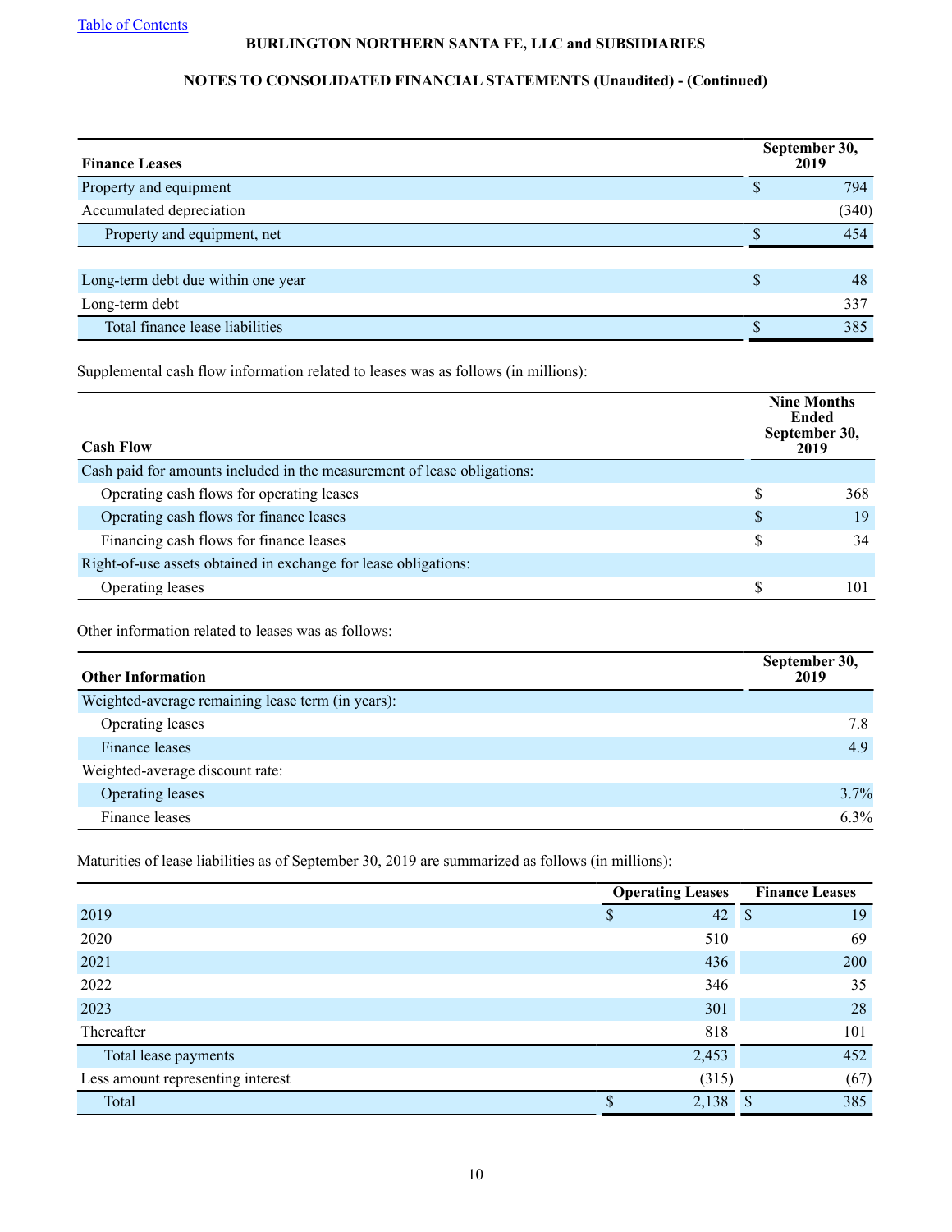| Finance Leases | September 30, 2019 |
|---|---|
| Property and equipment | $ 794 |
| Accumulated depreciation | (340) |
| Property and equipment, net | $ 454 |
| | |
| Long-term debt due within one year | $ 48 |
| Long-term debt | 337 |
| Total finance lease liabilities | $ 385 |

Supplemental cash flow information related to leases was as follows (in millions):

| Cash Flow | Nine Months Ended September 30, 2019 |
|---|---|
| Cash paid for amounts included in the measurement of lease obligations: | |
| Operating cash flows for operating leases | $ 368 |
| Operating cash flows for finance leases | $ 19 |
| Financing cash flows for finance leases | $ 34 |
| Right-of-use assets obtained in exchange for lease obligations: | |
| Operating leases | $ 101 |

Other information related to leases was as follows:

| Other Information | September 30, 2019 |
|---|---|
| Weighted-average remaining lease term (in years): | |
| Operating leases | 7.8 |
| Finance leases | 4.9 |
| Weighted-average discount rate: | |
| Operating leases | 3.7% |
| Finance leases | 6.3% |

Maturities of lease liabilities as of September 30, 2019 are summarized as follows (in millions):

| | Operating Leases | Finance Leases |
|---|---|---|
| 2019 | $ 42 | $ 19 |
| 2020 | 510 | 69 |
| 2021 | 436 | 200 |
| 2022 | 346 | 35 |
| 2023 | 301 | 28 |
| Thereafter | 818 | 101 |
| Total lease payments | 2,453 | 452 |
| Less amount representing interest | (315) | (67) |
| Total | $ 2,138 | $ 385 |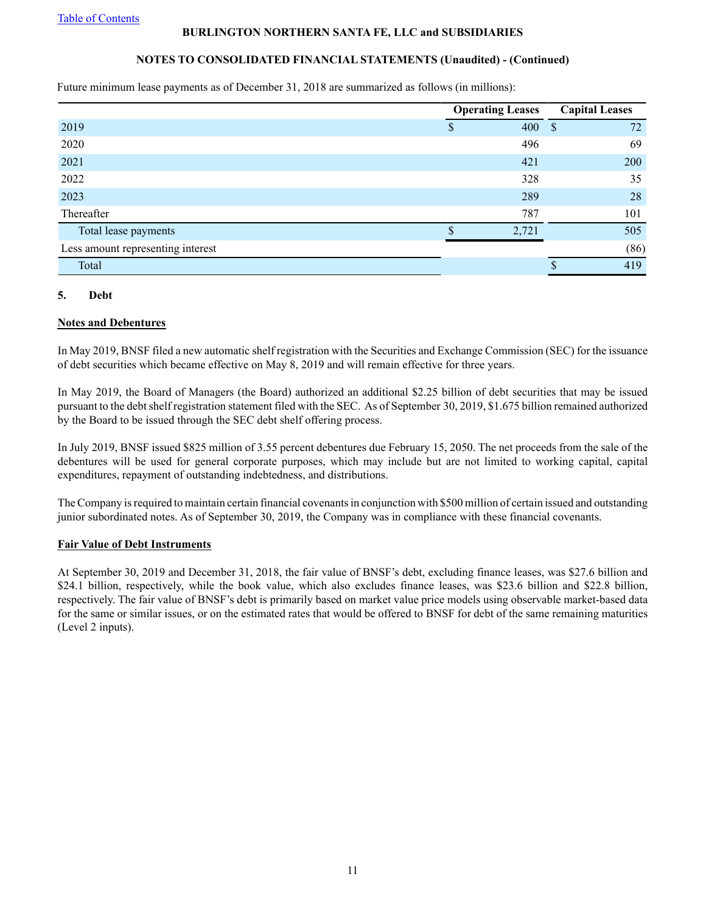Future minimum lease payments as of December 31, 2018 are summarized as follows (in millions):

| | Operating Leases | Capital Leases |
|---|---|---|
| 2019 | $ 400 | $ 72 |
| 2020 | 496 | 69 |
| 2021 | 421 | 200 |
| 2022 | 328 | 35 |
| 2023 | 289 | 28 |
| Thereafter | 787 | 101 |
| Total lease payments | $ 2,721 | 505 |
| Less amount representing interest | | (86) |
| Total | | $ 419 |

## 5. Debt

**Notes and Debentures**

In May 2019, BNSF filed a new automatic shelf registration with the Securities and Exchange Commission (SEC) for the issuance of debt securities which became effective on May 8, 2019 and will remain effective for three years.

In May 2019, the Board of Managers (the Board) authorized an additional $2.25 billion of debt securities that may be issued pursuant to the debt shelf registration statement filed with the SEC. As of September 30, 2019, $1.675 billion remained authorized by the Board to be issued through the SEC debt shelf offering process.

In July 2019, BNSF issued $825 million of 3.55 percent debentures due February 15, 2050. The net proceeds from the sale of the debentures will be used for general corporate purposes, which may include but are not limited to working capital, capital expenditures, repayment of outstanding indebtedness, and distributions.

The Company is required to maintain certain financial covenants in conjunction with $500 million of certain issued and outstanding junior subordinated notes. As of September 30, 2019, the Company was in compliance with these financial covenants.

**Fair Value of Debt Instruments**

At September 30, 2019 and December 31, 2018, the fair value of BNSF's debt, excluding finance leases, was $27.6 billion and $24.1 billion, respectively, while the book value, which also excludes finance leases, was $23.6 billion and $22.8 billion, respectively. The fair value of BNSF's debt is primarily based on market value price models using observable market-based data for the same or similar issues, or on the estimated rates that would be offered to BNSF for debt of the same remaining maturities (Level 2 inputs).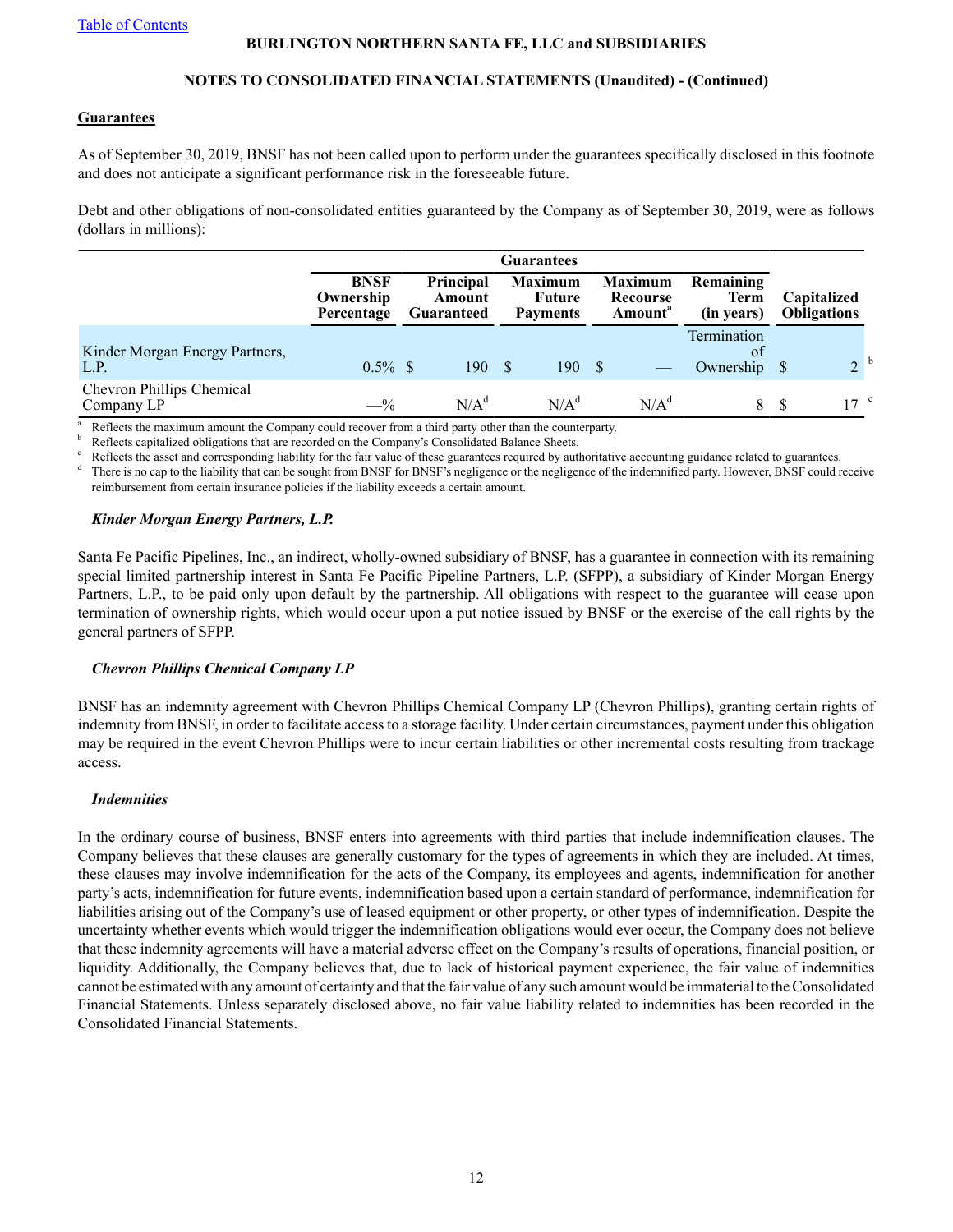## Guarantees

As of September 30, 2019, BNSF has not been called upon to perform under the guarantees specifically disclosed in this footnote and does not anticipate a significant performance risk in the foreseeable future.

Debt and other obligations of non-consolidated entities guaranteed by the Company as of September 30, 2019, were as follows (dollars in millions):

| | Guarantees | | | | | |
|---|---|---|---|---|---|---|
| | BNSF Ownership Percentage | Principal Amount Guaranteed | Maximum Future Payments | Maximum Recourse Amount[a] | Remaining Term (in years) | Capitalized Obligations |
| Kinder Morgan Energy Partners, L.P. | 0.5% | $ 190 | $ 190 | $ — | Termination of Ownership | $ 2 [b] |
| Chevron Phillips Chemical Company LP | —% | N/A[d] | N/A[d] | N/A[d] | 8 | $ 17 [c] |

[a] Reflects the maximum amount the Company could recover from a third party other than the counterparty.
[b] Reflects capitalized obligations that are recorded on the Company's Consolidated Balance Sheets.
[c] Reflects the asset and corresponding liability for the fair value of these guarantees required by authoritative accounting guidance related to guarantees.
[d] There is no cap to the liability that can be sought from BNSF for BNSF's negligence or the negligence of the indemnified party. However, BNSF could receive reimbursement from certain insurance policies if the liability exceeds a certain amount.

### *Kinder Morgan Energy Partners, L.P.*

Santa Fe Pacific Pipelines, Inc., an indirect, wholly-owned subsidiary of BNSF, has a guarantee in connection with its remaining special limited partnership interest in Santa Fe Pacific Pipeline Partners, L.P. (SFPP), a subsidiary of Kinder Morgan Energy Partners, L.P., to be paid only upon default by the partnership. All obligations with respect to the guarantee will cease upon termination of ownership rights, which would occur upon a put notice issued by BNSF or the exercise of the call rights by the general partners of SFPP.

### *Chevron Phillips Chemical Company LP*

BNSF has an indemnity agreement with Chevron Phillips Chemical Company LP (Chevron Phillips), granting certain rights of indemnity from BNSF, in order to facilitate access to a storage facility. Under certain circumstances, payment under this obligation may be required in the event Chevron Phillips were to incur certain liabilities or other incremental costs resulting from trackage access.

### *Indemnities*

In the ordinary course of business, BNSF enters into agreements with third parties that include indemnification clauses. The Company believes that these clauses are generally customary for the types of agreements in which they are included. At times, these clauses may involve indemnification for the acts of the Company, its employees and agents, indemnification for another party's acts, indemnification for future events, indemnification based upon a certain standard of performance, indemnification for liabilities arising out of the Company's use of leased equipment or other property, or other types of indemnification. Despite the uncertainty whether events which would trigger the indemnification obligations would ever occur, the Company does not believe that these indemnity agreements will have a material adverse effect on the Company's results of operations, financial position, or liquidity. Additionally, the Company believes that, due to lack of historical payment experience, the fair value of indemnities cannot be estimated with any amount of certainty and that the fair value of any such amount would be immaterial to the Consolidated Financial Statements. Unless separately disclosed above, no fair value liability related to indemnities has been recorded in the Consolidated Financial Statements.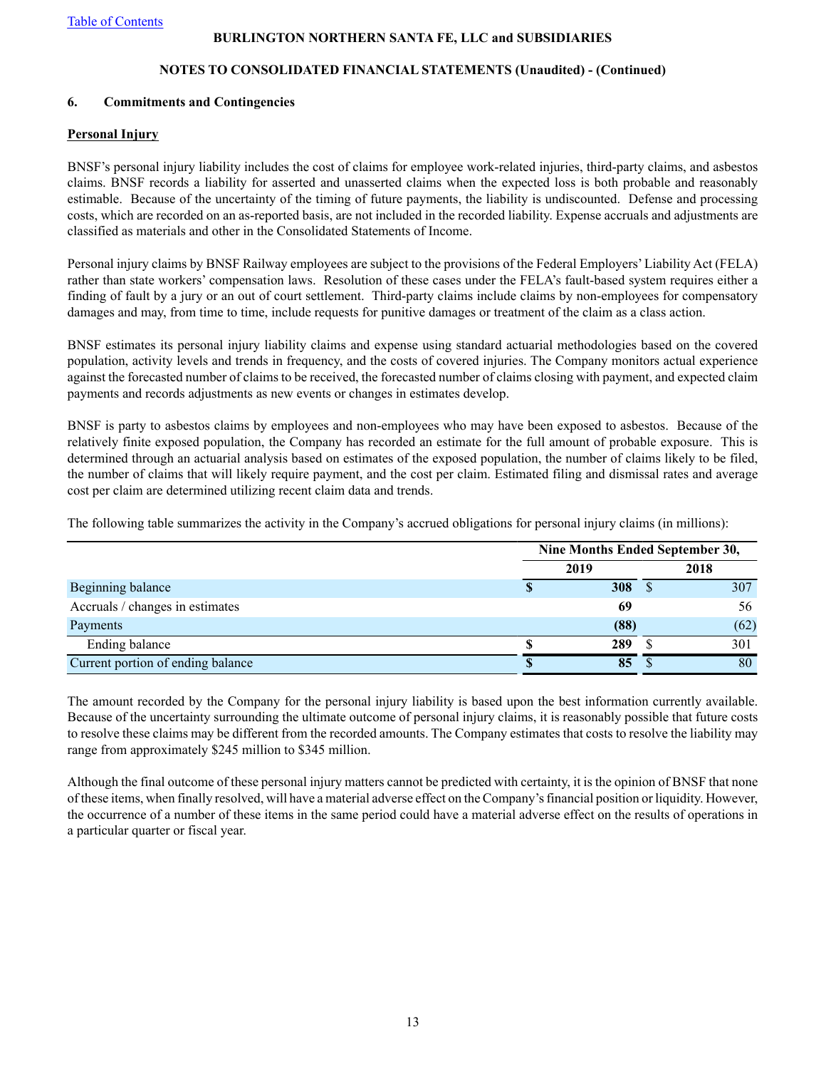**BURLINGTON NORTHERN SANTA FE, LLC and SUBSIDIARIES**

**NOTES TO CONSOLIDATED FINANCIAL STATEMENTS (Unaudited) - (Continued)**

## 6. Commitments and Contingencies

### Personal Injury

BNSF's personal injury liability includes the cost of claims for employee work-related injuries, third-party claims, and asbestos claims. BNSF records a liability for asserted and unasserted claims when the expected loss is both probable and reasonably estimable. Because of the uncertainty of the timing of future payments, the liability is undiscounted. Defense and processing costs, which are recorded on an as-reported basis, are not included in the recorded liability. Expense accruals and adjustments are classified as materials and other in the Consolidated Statements of Income.

Personal injury claims by BNSF Railway employees are subject to the provisions of the Federal Employers' Liability Act (FELA) rather than state workers' compensation laws. Resolution of these cases under the FELA's fault-based system requires either a finding of fault by a jury or an out of court settlement. Third-party claims include claims by non-employees for compensatory damages and may, from time to time, include requests for punitive damages or treatment of the claim as a class action.

BNSF estimates its personal injury liability claims and expense using standard actuarial methodologies based on the covered population, activity levels and trends in frequency, and the costs of covered injuries. The Company monitors actual experience against the forecasted number of claims to be received, the forecasted number of claims closing with payment, and expected claim payments and records adjustments as new events or changes in estimates develop.

BNSF is party to asbestos claims by employees and non-employees who may have been exposed to asbestos. Because of the relatively finite exposed population, the Company has recorded an estimate for the full amount of probable exposure. This is determined through an actuarial analysis based on estimates of the exposed population, the number of claims likely to be filed, the number of claims that will likely require payment, and the cost per claim. Estimated filing and dismissal rates and average cost per claim are determined utilizing recent claim data and trends.

The following table summarizes the activity in the Company's accrued obligations for personal injury claims (in millions):

| | Nine Months Ended September 30, | |
|---|---|---|
| | **2019** | 2018 |
| Beginning balance | **$ 308** | $ 307 |
| Accruals / changes in estimates | **69** | 56 |
| Payments | **(88)** | (62) |
| Ending balance | **$ 289** | $ 301 |
| Current portion of ending balance | **$ 85** | $ 80 |

The amount recorded by the Company for the personal injury liability is based upon the best information currently available. Because of the uncertainty surrounding the ultimate outcome of personal injury claims, it is reasonably possible that future costs to resolve these claims may be different from the recorded amounts. The Company estimates that costs to resolve the liability may range from approximately $245 million to $345 million.

Although the final outcome of these personal injury matters cannot be predicted with certainty, it is the opinion of BNSF that none of these items, when finally resolved, will have a material adverse effect on the Company's financial position or liquidity. However, the occurrence of a number of these items in the same period could have a material adverse effect on the results of operations in a particular quarter or fiscal year.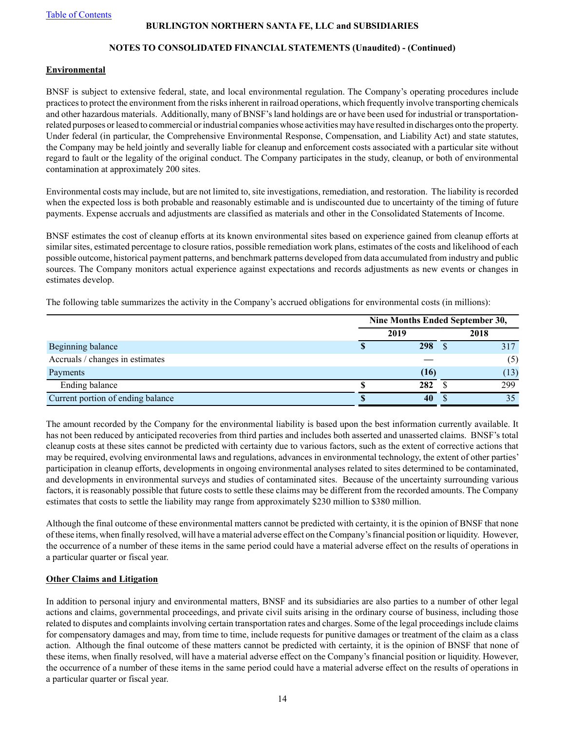### Environmental

BNSF is subject to extensive federal, state, and local environmental regulation. The Company's operating procedures include practices to protect the environment from the risks inherent in railroad operations, which frequently involve transporting chemicals and other hazardous materials. Additionally, many of BNSF's land holdings are or have been used for industrial or transportation-related purposes or leased to commercial or industrial companies whose activities may have resulted in discharges onto the property. Under federal (in particular, the Comprehensive Environmental Response, Compensation, and Liability Act) and state statutes, the Company may be held jointly and severally liable for cleanup and enforcement costs associated with a particular site without regard to fault or the legality of the original conduct. The Company participates in the study, cleanup, or both of environmental contamination at approximately 200 sites.

Environmental costs may include, but are not limited to, site investigations, remediation, and restoration. The liability is recorded when the expected loss is both probable and reasonably estimable and is undiscounted due to uncertainty of the timing of future payments. Expense accruals and adjustments are classified as materials and other in the Consolidated Statements of Income.

BNSF estimates the cost of cleanup efforts at its known environmental sites based on experience gained from cleanup efforts at similar sites, estimated percentage to closure ratios, possible remediation work plans, estimates of the costs and likelihood of each possible outcome, historical payment patterns, and benchmark patterns developed from data accumulated from industry and public sources. The Company monitors actual experience against expectations and records adjustments as new events or changes in estimates develop.

The following table summarizes the activity in the Company's accrued obligations for environmental costs (in millions):

| | Nine Months Ended September 30, | |
|---|---|---|
| | **2019** | 2018 |
| Beginning balance | **$ 298** | $ 317 |
| Accruals / changes in estimates | **—** | (5) |
| Payments | **(16)** | (13) |
| Ending balance | **$ 282** | $ 299 |
| Current portion of ending balance | **$ 40** | $ 35 |

The amount recorded by the Company for the environmental liability is based upon the best information currently available. It has not been reduced by anticipated recoveries from third parties and includes both asserted and unasserted claims. BNSF's total cleanup costs at these sites cannot be predicted with certainty due to various factors, such as the extent of corrective actions that may be required, evolving environmental laws and regulations, advances in environmental technology, the extent of other parties' participation in cleanup efforts, developments in ongoing environmental analyses related to sites determined to be contaminated, and developments in environmental surveys and studies of contaminated sites. Because of the uncertainty surrounding various factors, it is reasonably possible that future costs to settle these claims may be different from the recorded amounts. The Company estimates that costs to settle the liability may range from approximately $230 million to $380 million.

Although the final outcome of these environmental matters cannot be predicted with certainty, it is the opinion of BNSF that none of these items, when finally resolved, will have a material adverse effect on the Company's financial position or liquidity. However, the occurrence of a number of these items in the same period could have a material adverse effect on the results of operations in a particular quarter or fiscal year.

### Other Claims and Litigation

In addition to personal injury and environmental matters, BNSF and its subsidiaries are also parties to a number of other legal actions and claims, governmental proceedings, and private civil suits arising in the ordinary course of business, including those related to disputes and complaints involving certain transportation rates and charges. Some of the legal proceedings include claims for compensatory damages and may, from time to time, include requests for punitive damages or treatment of the claim as a class action. Although the final outcome of these matters cannot be predicted with certainty, it is the opinion of BNSF that none of these items, when finally resolved, will have a material adverse effect on the Company's financial position or liquidity. However, the occurrence of a number of these items in the same period could have a material adverse effect on the results of operations in a particular quarter or fiscal year.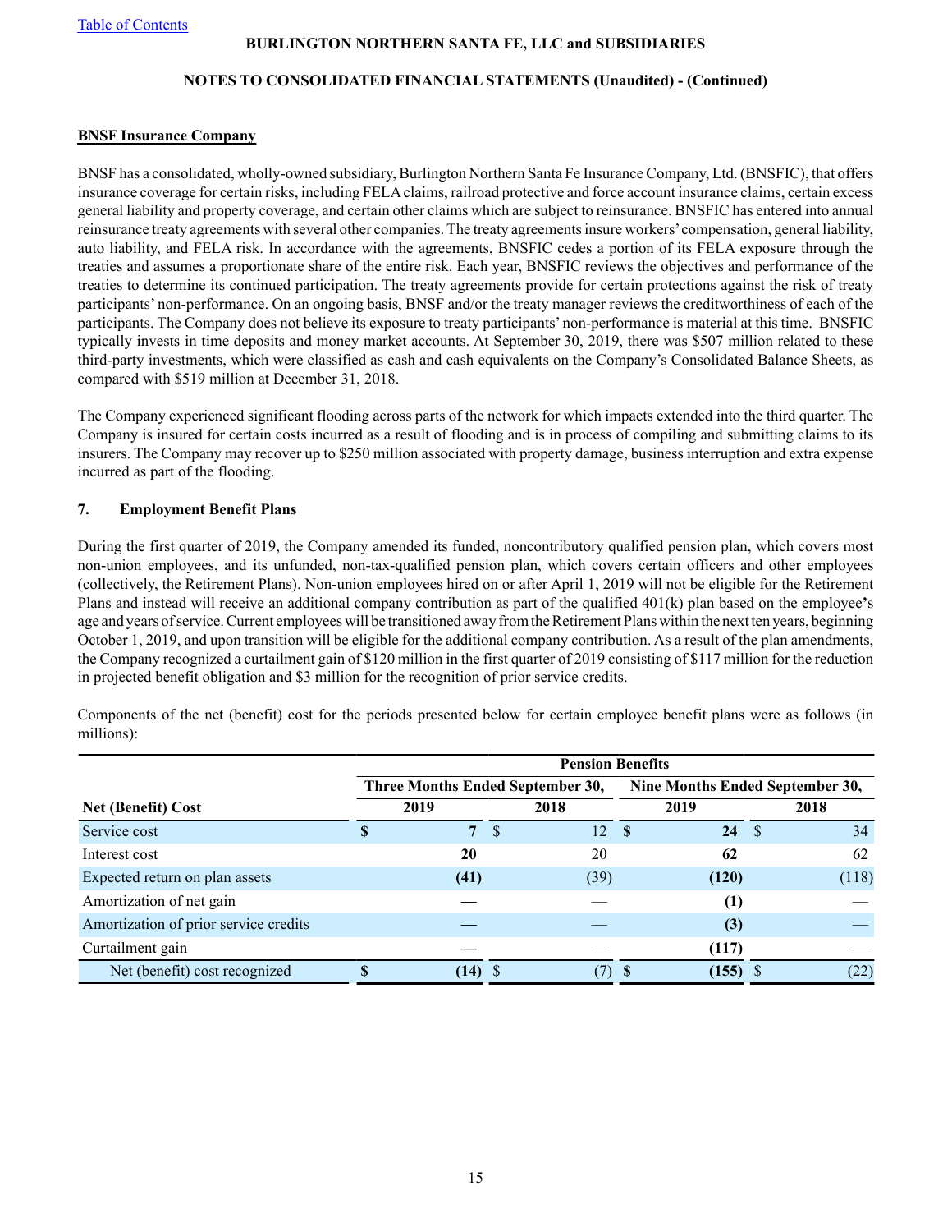**BURLINGTON NORTHERN SANTA FE, LLC and SUBSIDIARIES**

**NOTES TO CONSOLIDATED FINANCIAL STATEMENTS (Unaudited) - (Continued)**

**BNSF Insurance Company**

BNSF has a consolidated, wholly-owned subsidiary, Burlington Northern Santa Fe Insurance Company, Ltd. (BNSFIC), that offers insurance coverage for certain risks, including FELA claims, railroad protective and force account insurance claims, certain excess general liability and property coverage, and certain other claims which are subject to reinsurance. BNSFIC has entered into annual reinsurance treaty agreements with several other companies. The treaty agreements insure workers' compensation, general liability, auto liability, and FELA risk. In accordance with the agreements, BNSFIC cedes a portion of its FELA exposure through the treaties and assumes a proportionate share of the entire risk. Each year, BNSFIC reviews the objectives and performance of the treaties to determine its continued participation. The treaty agreements provide for certain protections against the risk of treaty participants' non-performance. On an ongoing basis, BNSF and/or the treaty manager reviews the creditworthiness of each of the participants. The Company does not believe its exposure to treaty participants' non-performance is material at this time. BNSFIC typically invests in time deposits and money market accounts. At September 30, 2019, there was $507 million related to these third-party investments, which were classified as cash and cash equivalents on the Company's Consolidated Balance Sheets, as compared with $519 million at December 31, 2018.

The Company experienced significant flooding across parts of the network for which impacts extended into the third quarter. The Company is insured for certain costs incurred as a result of flooding and is in process of compiling and submitting claims to its insurers. The Company may recover up to $250 million associated with property damage, business interruption and extra expense incurred as part of the flooding.

## 7. Employment Benefit Plans

During the first quarter of 2019, the Company amended its funded, noncontributory qualified pension plan, which covers most non-union employees, and its unfunded, non-tax-qualified pension plan, which covers certain officers and other employees (collectively, the Retirement Plans). Non-union employees hired on or after April 1, 2019 will not be eligible for the Retirement Plans and instead will receive an additional company contribution as part of the qualified 401(k) plan based on the employee's age and years of service. Current employees will be transitioned away from the Retirement Plans within the next ten years, beginning October 1, 2019, and upon transition will be eligible for the additional company contribution. As a result of the plan amendments, the Company recognized a curtailment gain of $120 million in the first quarter of 2019 consisting of $117 million for the reduction in projected benefit obligation and $3 million for the recognition of prior service credits.

Components of the net (benefit) cost for the periods presented below for certain employee benefit plans were as follows (in millions):

| | Pension Benefits | | | |
|---|---|---|---|---|
| | Three Months Ended September 30, | | Nine Months Ended September 30, | |
| **Net (Benefit) Cost** | **2019** | **2018** | **2019** | **2018** |
| Service cost | **$ 7** | $ 12 | **$ 24** | $ 34 |
| Interest cost | **20** | 20 | **62** | 62 |
| Expected return on plan assets | **(41)** | (39) | **(120)** | (118) |
| Amortization of net gain | **—** | — | **(1)** | — |
| Amortization of prior service credits | **—** | — | **(3)** | — |
| Curtailment gain | **—** | — | **(117)** | — |
| Net (benefit) cost recognized | **$ (14)** | $ (7) | **$ (155)** | $ (22) |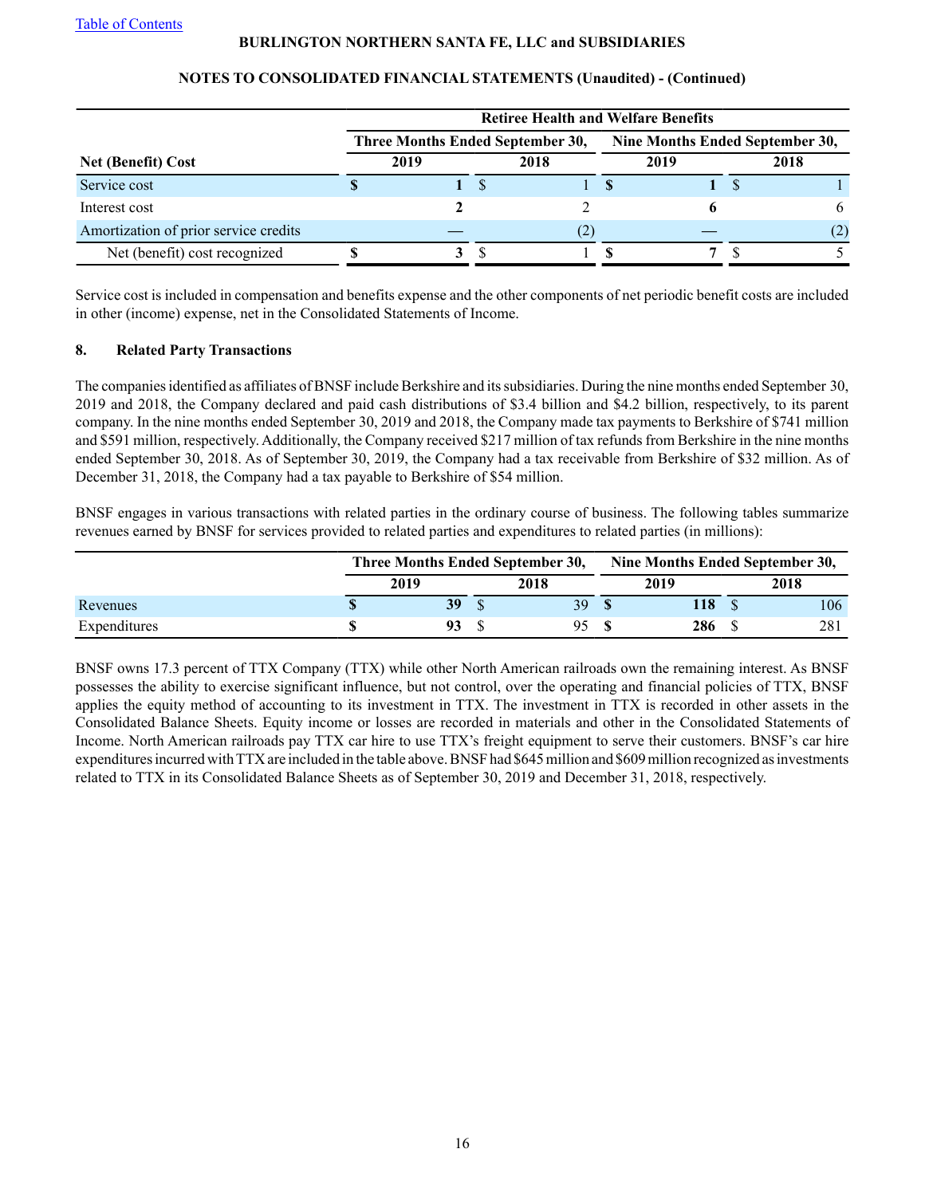| Net (Benefit) Cost | Retiree Health and Welfare Benefits | | | |
|---|---|---|---|---|
| | Three Months Ended September 30, | | Nine Months Ended September 30, | |
| | 2019 | 2018 | 2019 | 2018 |
| Service cost | $ 1 | $ 1 | $ 1 | $ 1 |
| Interest cost | 2 | 2 | 6 | 6 |
| Amortization of prior service credits | — | (2) | — | (2) |
| Net (benefit) cost recognized | $ 3 | $ 1 | $ 7 | $ 5 |

Service cost is included in compensation and benefits expense and the other components of net periodic benefit costs are included in other (income) expense, net in the Consolidated Statements of Income.

## 8. Related Party Transactions

The companies identified as affiliates of BNSF include Berkshire and its subsidiaries. During the nine months ended September 30, 2019 and 2018, the Company declared and paid cash distributions of $3.4 billion and $4.2 billion, respectively, to its parent company. In the nine months ended September 30, 2019 and 2018, the Company made tax payments to Berkshire of $741 million and $591 million, respectively. Additionally, the Company received $217 million of tax refunds from Berkshire in the nine months ended September 30, 2018. As of September 30, 2019, the Company had a tax receivable from Berkshire of $32 million. As of December 31, 2018, the Company had a tax payable to Berkshire of $54 million.

BNSF engages in various transactions with related parties in the ordinary course of business. The following tables summarize revenues earned by BNSF for services provided to related parties and expenditures to related parties (in millions):

| | Three Months Ended September 30, | | Nine Months Ended September 30, | |
|---|---|---|---|---|
| | 2019 | 2018 | 2019 | 2018 |
| Revenues | $ 39 | $ 39 | $ 118 | $ 106 |
| Expenditures | $ 93 | $ 95 | $ 286 | $ 281 |

BNSF owns 17.3 percent of TTX Company (TTX) while other North American railroads own the remaining interest. As BNSF possesses the ability to exercise significant influence, but not control, over the operating and financial policies of TTX, BNSF applies the equity method of accounting to its investment in TTX. The investment in TTX is recorded in other assets in the Consolidated Balance Sheets. Equity income or losses are recorded in materials and other in the Consolidated Statements of Income. North American railroads pay TTX car hire to use TTX's freight equipment to serve their customers. BNSF's car hire expenditures incurred with TTX are included in the table above. BNSF had $645 million and $609 million recognized as investments related to TTX in its Consolidated Balance Sheets as of September 30, 2019 and December 31, 2018, respectively.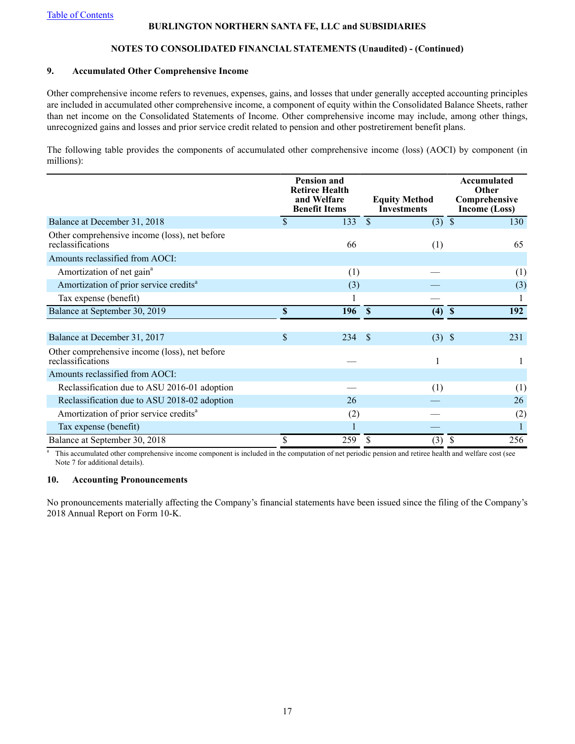BURLINGTON NORTHERN SANTA FE, LLC and SUBSIDIARIES

NOTES TO CONSOLIDATED FINANCIAL STATEMENTS (Unaudited) - (Continued)

## 9. Accumulated Other Comprehensive Income

Other comprehensive income refers to revenues, expenses, gains, and losses that under generally accepted accounting principles are included in accumulated other comprehensive income, a component of equity within the Consolidated Balance Sheets, rather than net income on the Consolidated Statements of Income. Other comprehensive income may include, among other things, unrecognized gains and losses and prior service credit related to pension and other postretirement benefit plans.

The following table provides the components of accumulated other comprehensive income (loss) (AOCI) by component (in millions):

| | Pension and Retiree Health and Welfare Benefit Items | Equity Method Investments | Accumulated Other Comprehensive Income (Loss) |
|---|---|---|---|
| Balance at December 31, 2018 | $ 133 | $ (3) | $ 130 |
| Other comprehensive income (loss), net before reclassifications | 66 | (1) | 65 |
| Amounts reclassified from AOCI: | | | |
| Amortization of net gain[a] | (1) | — | (1) |
| Amortization of prior service credits[a] | (3) | — | (3) |
| Tax expense (benefit) | 1 | — | 1 |
| **Balance at September 30, 2019** | **$ 196** | **$ (4)** | **$ 192** |
| | | | |
| Balance at December 31, 2017 | $ 234 | $ (3) | $ 231 |
| Other comprehensive income (loss), net before reclassifications | — | 1 | 1 |
| Amounts reclassified from AOCI: | | | |
| Reclassification due to ASU 2016-01 adoption | — | (1) | (1) |
| Reclassification due to ASU 2018-02 adoption | 26 | — | 26 |
| Amortization of prior service credits[a] | (2) | — | (2) |
| Tax expense (benefit) | 1 | — | 1 |
| Balance at September 30, 2018 | $ 259 | $ (3) | $ 256 |

[a] This accumulated other comprehensive income component is included in the computation of net periodic pension and retiree health and welfare cost (see Note 7 for additional details).

## 10. Accounting Pronouncements

No pronouncements materially affecting the Company's financial statements have been issued since the filing of the Company's 2018 Annual Report on Form 10-K.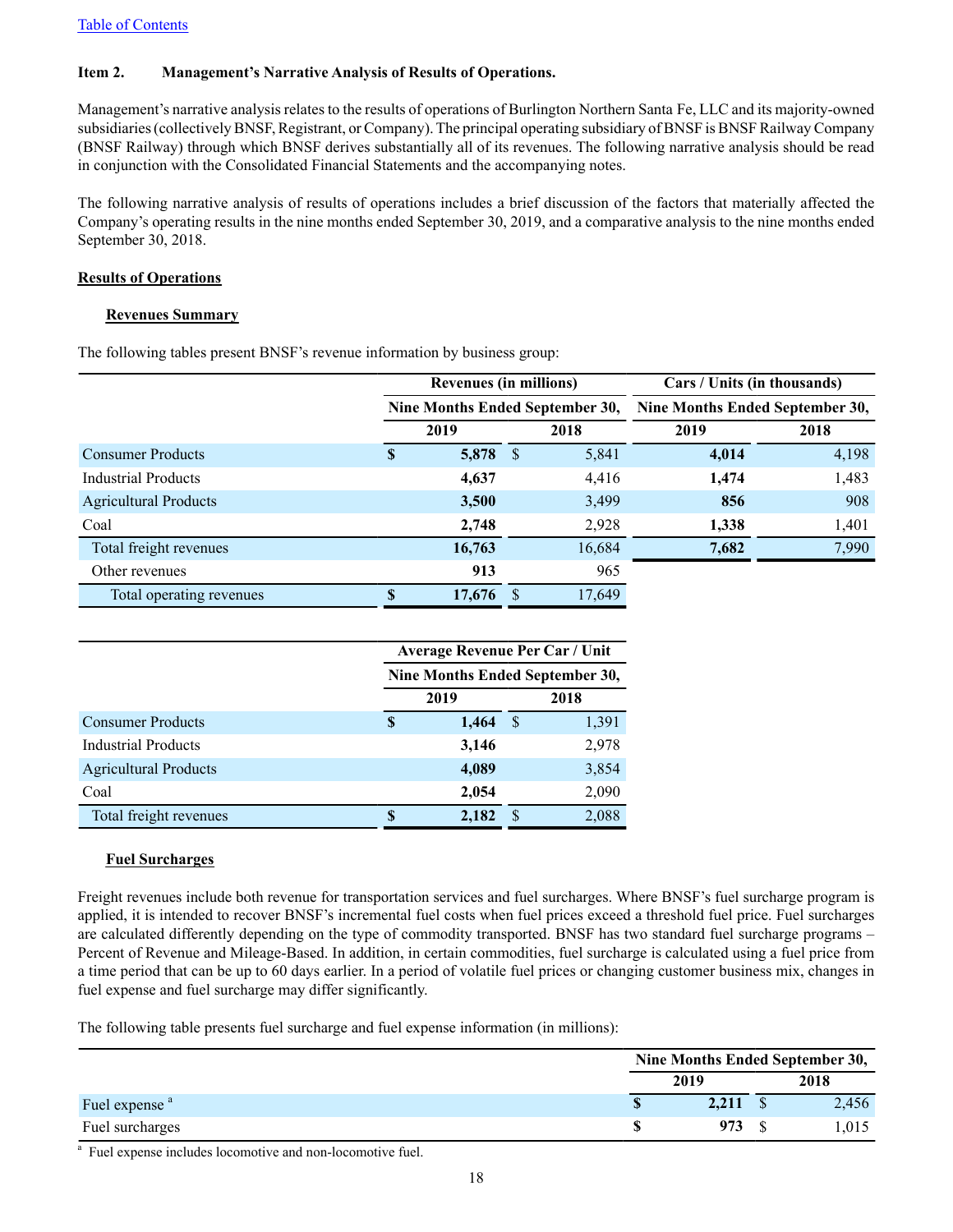[Table of Contents](#)

**Item 2. Management's Narrative Analysis of Results of Operations.**

Management's narrative analysis relates to the results of operations of Burlington Northern Santa Fe, LLC and its majority-owned subsidiaries (collectively BNSF, Registrant, or Company). The principal operating subsidiary of BNSF is BNSF Railway Company (BNSF Railway) through which BNSF derives substantially all of its revenues. The following narrative analysis should be read in conjunction with the Consolidated Financial Statements and the accompanying notes.

The following narrative analysis of results of operations includes a brief discussion of the factors that materially affected the Company's operating results in the nine months ended September 30, 2019, and a comparative analysis to the nine months ended September 30, 2018.

**Results of Operations**

**Revenues Summary**

The following tables present BNSF's revenue information by business group:

| | Revenues (in millions) | | Cars / Units (in thousands) | |
|---|---|---|---|---|
| | Nine Months Ended September 30, | | Nine Months Ended September 30, | |
| | 2019 | 2018 | 2019 | 2018 |
| Consumer Products | **$ 5,878** | $ 5,841 | **4,014** | 4,198 |
| Industrial Products | **4,637** | 4,416 | **1,474** | 1,483 |
| Agricultural Products | **3,500** | 3,499 | **856** | 908 |
| Coal | **2,748** | 2,928 | **1,338** | 1,401 |
| Total freight revenues | **16,763** | 16,684 | **7,682** | 7,990 |
| Other revenues | **913** | 965 | | |
| Total operating revenues | **$ 17,676** | $ 17,649 | | |

| | Average Revenue Per Car / Unit | |
|---|---|---|
| | Nine Months Ended September 30, | |
| | 2019 | 2018 |
| Consumer Products | **$ 1,464** | $ 1,391 |
| Industrial Products | **3,146** | 2,978 |
| Agricultural Products | **4,089** | 3,854 |
| Coal | **2,054** | 2,090 |
| Total freight revenues | **$ 2,182** | $ 2,088 |

**Fuel Surcharges**

Freight revenues include both revenue for transportation services and fuel surcharges. Where BNSF's fuel surcharge program is applied, it is intended to recover BNSF's incremental fuel costs when fuel prices exceed a threshold fuel price. Fuel surcharges are calculated differently depending on the type of commodity transported. BNSF has two standard fuel surcharge programs – Percent of Revenue and Mileage-Based. In addition, in certain commodities, fuel surcharge is calculated using a fuel price from a time period that can be up to 60 days earlier. In a period of volatile fuel prices or changing customer business mix, changes in fuel expense and fuel surcharge may differ significantly.

The following table presents fuel surcharge and fuel expense information (in millions):

| | Nine Months Ended September 30, | |
|---|---|---|
| | 2019 | 2018 |
| Fuel expense [a] | **$ 2,211** | $ 2,456 |
| Fuel surcharges | **$ 973** | $ 1,015 |

[a] Fuel expense includes locomotive and non-locomotive fuel.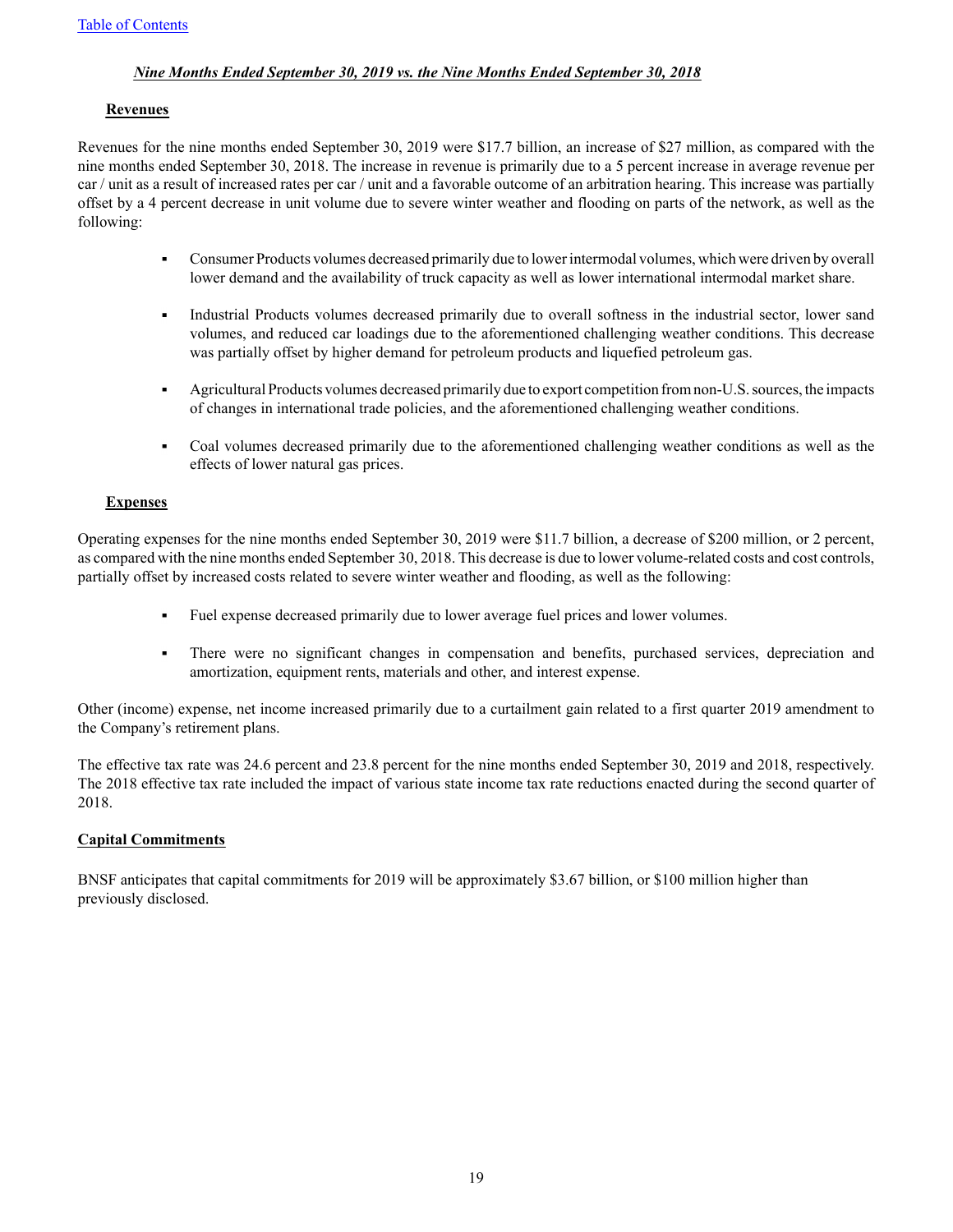***Nine Months Ended September 30, 2019 vs. the Nine Months Ended September 30, 2018***

**Revenues**

Revenues for the nine months ended September 30, 2019 were $17.7 billion, an increase of $27 million, as compared with the nine months ended September 30, 2018. The increase in revenue is primarily due to a 5 percent increase in average revenue per car / unit as a result of increased rates per car / unit and a favorable outcome of an arbitration hearing. This increase was partially offset by a 4 percent decrease in unit volume due to severe winter weather and flooding on parts of the network, as well as the following:

- Consumer Products volumes decreased primarily due to lower intermodal volumes, which were driven by overall lower demand and the availability of truck capacity as well as lower international intermodal market share.
- Industrial Products volumes decreased primarily due to overall softness in the industrial sector, lower sand volumes, and reduced car loadings due to the aforementioned challenging weather conditions. This decrease was partially offset by higher demand for petroleum products and liquefied petroleum gas.
- Agricultural Products volumes decreased primarily due to export competition from non-U.S. sources, the impacts of changes in international trade policies, and the aforementioned challenging weather conditions.
- Coal volumes decreased primarily due to the aforementioned challenging weather conditions as well as the effects of lower natural gas prices.

**Expenses**

Operating expenses for the nine months ended September 30, 2019 were $11.7 billion, a decrease of $200 million, or 2 percent, as compared with the nine months ended September 30, 2018. This decrease is due to lower volume-related costs and cost controls, partially offset by increased costs related to severe winter weather and flooding, as well as the following:

- Fuel expense decreased primarily due to lower average fuel prices and lower volumes.
- There were no significant changes in compensation and benefits, purchased services, depreciation and amortization, equipment rents, materials and other, and interest expense.

Other (income) expense, net income increased primarily due to a curtailment gain related to a first quarter 2019 amendment to the Company's retirement plans.

The effective tax rate was 24.6 percent and 23.8 percent for the nine months ended September 30, 2019 and 2018, respectively. The 2018 effective tax rate included the impact of various state income tax rate reductions enacted during the second quarter of 2018.

**Capital Commitments**

BNSF anticipates that capital commitments for 2019 will be approximately $3.67 billion, or $100 million higher than previously disclosed.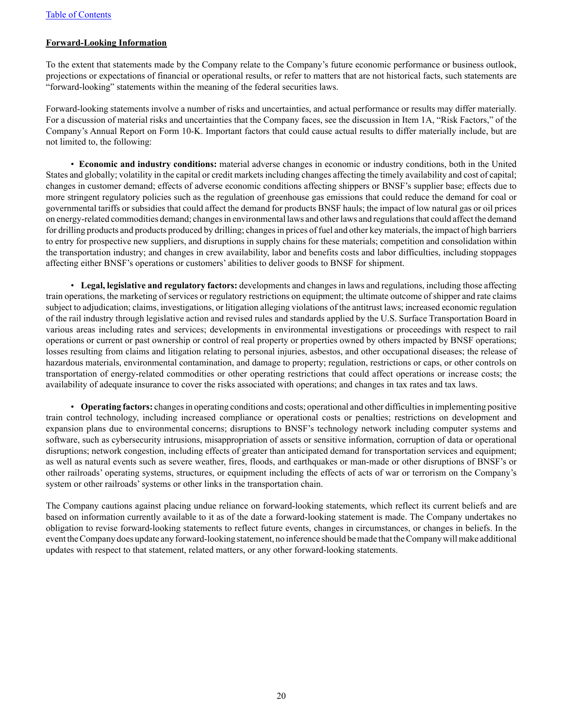[Table of Contents](#)

**Forward-Looking Information**

To the extent that statements made by the Company relate to the Company's future economic performance or business outlook, projections or expectations of financial or operational results, or refer to matters that are not historical facts, such statements are "forward-looking" statements within the meaning of the federal securities laws.

Forward-looking statements involve a number of risks and uncertainties, and actual performance or results may differ materially. For a discussion of material risks and uncertainties that the Company faces, see the discussion in Item 1A, "Risk Factors," of the Company's Annual Report on Form 10-K. Important factors that could cause actual results to differ materially include, but are not limited to, the following:

- **Economic and industry conditions:** material adverse changes in economic or industry conditions, both in the United States and globally; volatility in the capital or credit markets including changes affecting the timely availability and cost of capital; changes in customer demand; effects of adverse economic conditions affecting shippers or BNSF's supplier base; effects due to more stringent regulatory policies such as the regulation of greenhouse gas emissions that could reduce the demand for coal or governmental tariffs or subsidies that could affect the demand for products BNSF hauls; the impact of low natural gas or oil prices on energy-related commodities demand; changes in environmental laws and other laws and regulations that could affect the demand for drilling products and products produced by drilling; changes in prices of fuel and other key materials, the impact of high barriers to entry for prospective new suppliers, and disruptions in supply chains for these materials; competition and consolidation within the transportation industry; and changes in crew availability, labor and benefits costs and labor difficulties, including stoppages affecting either BNSF's operations or customers' abilities to deliver goods to BNSF for shipment.

- **Legal, legislative and regulatory factors:** developments and changes in laws and regulations, including those affecting train operations, the marketing of services or regulatory restrictions on equipment; the ultimate outcome of shipper and rate claims subject to adjudication; claims, investigations, or litigation alleging violations of the antitrust laws; increased economic regulation of the rail industry through legislative action and revised rules and standards applied by the U.S. Surface Transportation Board in various areas including rates and services; developments in environmental investigations or proceedings with respect to rail operations or current or past ownership or control of real property or properties owned by others impacted by BNSF operations; losses resulting from claims and litigation relating to personal injuries, asbestos, and other occupational diseases; the release of hazardous materials, environmental contamination, and damage to property; regulation, restrictions or caps, or other controls on transportation of energy-related commodities or other operating restrictions that could affect operations or increase costs; the availability of adequate insurance to cover the risks associated with operations; and changes in tax rates and tax laws.

- **Operating factors:** changes in operating conditions and costs; operational and other difficulties in implementing positive train control technology, including increased compliance or operational costs or penalties; restrictions on development and expansion plans due to environmental concerns; disruptions to BNSF's technology network including computer systems and software, such as cybersecurity intrusions, misappropriation of assets or sensitive information, corruption of data or operational disruptions; network congestion, including effects of greater than anticipated demand for transportation services and equipment; as well as natural events such as severe weather, fires, floods, and earthquakes or man-made or other disruptions of BNSF's or other railroads' operating systems, structures, or equipment including the effects of acts of war or terrorism on the Company's system or other railroads' systems or other links in the transportation chain.

The Company cautions against placing undue reliance on forward-looking statements, which reflect its current beliefs and are based on information currently available to it as of the date a forward-looking statement is made. The Company undertakes no obligation to revise forward-looking statements to reflect future events, changes in circumstances, or changes in beliefs. In the event the Company does update any forward-looking statement, no inference should be made that the Company will make additional updates with respect to that statement, related matters, or any other forward-looking statements.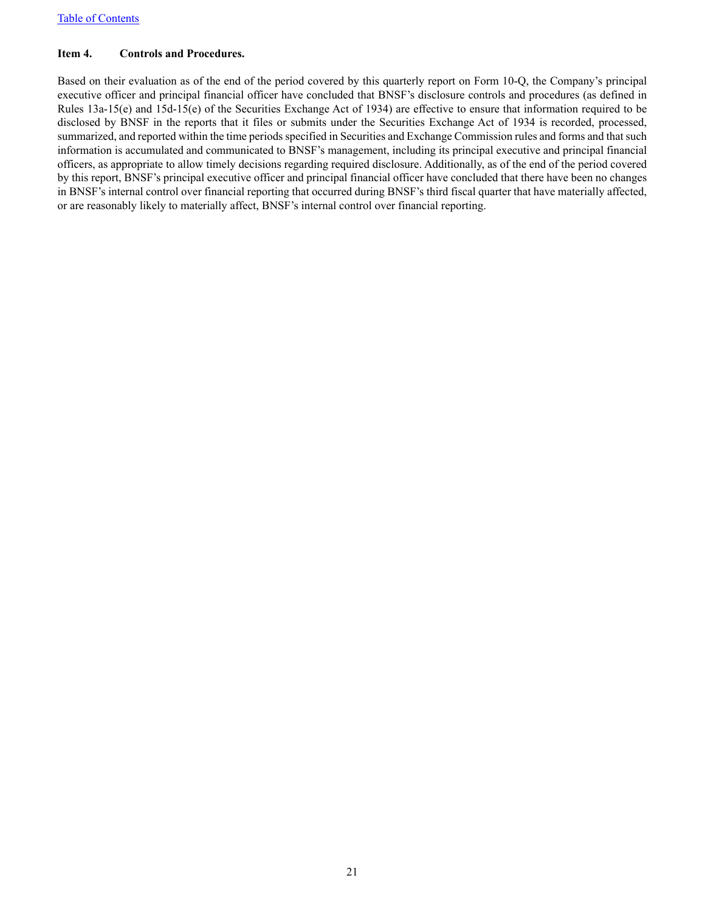**Item 4. Controls and Procedures.**

Based on their evaluation as of the end of the period covered by this quarterly report on Form 10-Q, the Company's principal executive officer and principal financial officer have concluded that BNSF's disclosure controls and procedures (as defined in Rules 13a-15(e) and 15d-15(e) of the Securities Exchange Act of 1934) are effective to ensure that information required to be disclosed by BNSF in the reports that it files or submits under the Securities Exchange Act of 1934 is recorded, processed, summarized, and reported within the time periods specified in Securities and Exchange Commission rules and forms and that such information is accumulated and communicated to BNSF's management, including its principal executive and principal financial officers, as appropriate to allow timely decisions regarding required disclosure. Additionally, as of the end of the period covered by this report, BNSF's principal executive officer and principal financial officer have concluded that there have been no changes in BNSF's internal control over financial reporting that occurred during BNSF's third fiscal quarter that have materially affected, or are reasonably likely to materially affect, BNSF's internal control over financial reporting.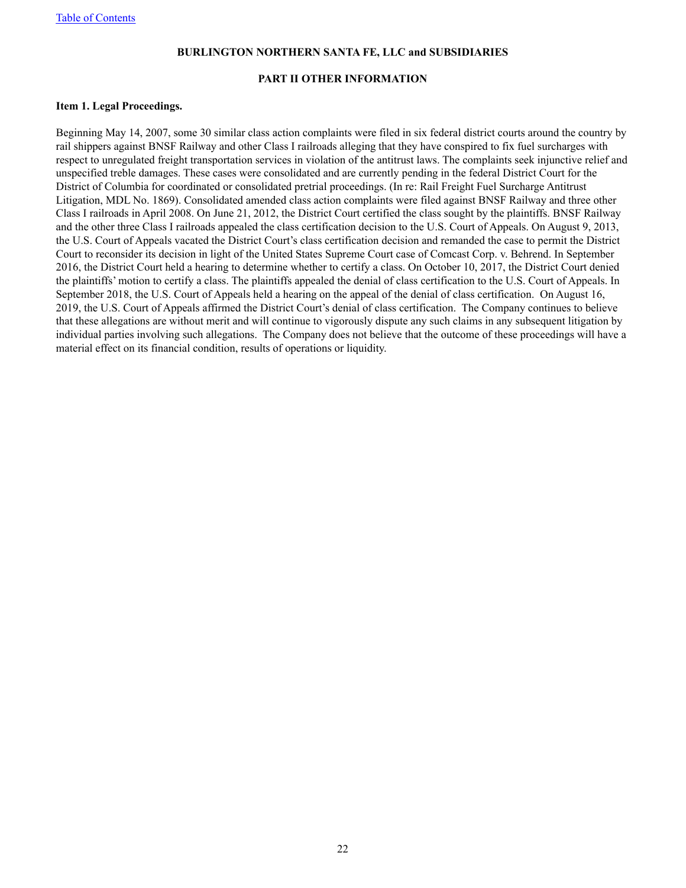**BURLINGTON NORTHERN SANTA FE, LLC and SUBSIDIARIES**

**PART II OTHER INFORMATION**

**Item 1. Legal Proceedings.**

Beginning May 14, 2007, some 30 similar class action complaints were filed in six federal district courts around the country by rail shippers against BNSF Railway and other Class I railroads alleging that they have conspired to fix fuel surcharges with respect to unregulated freight transportation services in violation of the antitrust laws. The complaints seek injunctive relief and unspecified treble damages. These cases were consolidated and are currently pending in the federal District Court for the District of Columbia for coordinated or consolidated pretrial proceedings. (In re: Rail Freight Fuel Surcharge Antitrust Litigation, MDL No. 1869). Consolidated amended class action complaints were filed against BNSF Railway and three other Class I railroads in April 2008. On June 21, 2012, the District Court certified the class sought by the plaintiffs. BNSF Railway and the other three Class I railroads appealed the class certification decision to the U.S. Court of Appeals. On August 9, 2013, the U.S. Court of Appeals vacated the District Court's class certification decision and remanded the case to permit the District Court to reconsider its decision in light of the United States Supreme Court case of Comcast Corp. v. Behrend. In September 2016, the District Court held a hearing to determine whether to certify a class. On October 10, 2017, the District Court denied the plaintiffs' motion to certify a class. The plaintiffs appealed the denial of class certification to the U.S. Court of Appeals. In September 2018, the U.S. Court of Appeals held a hearing on the appeal of the denial of class certification. On August 16, 2019, the U.S. Court of Appeals affirmed the District Court's denial of class certification. The Company continues to believe that these allegations are without merit and will continue to vigorously dispute any such claims in any subsequent litigation by individual parties involving such allegations. The Company does not believe that the outcome of these proceedings will have a material effect on its financial condition, results of operations or liquidity.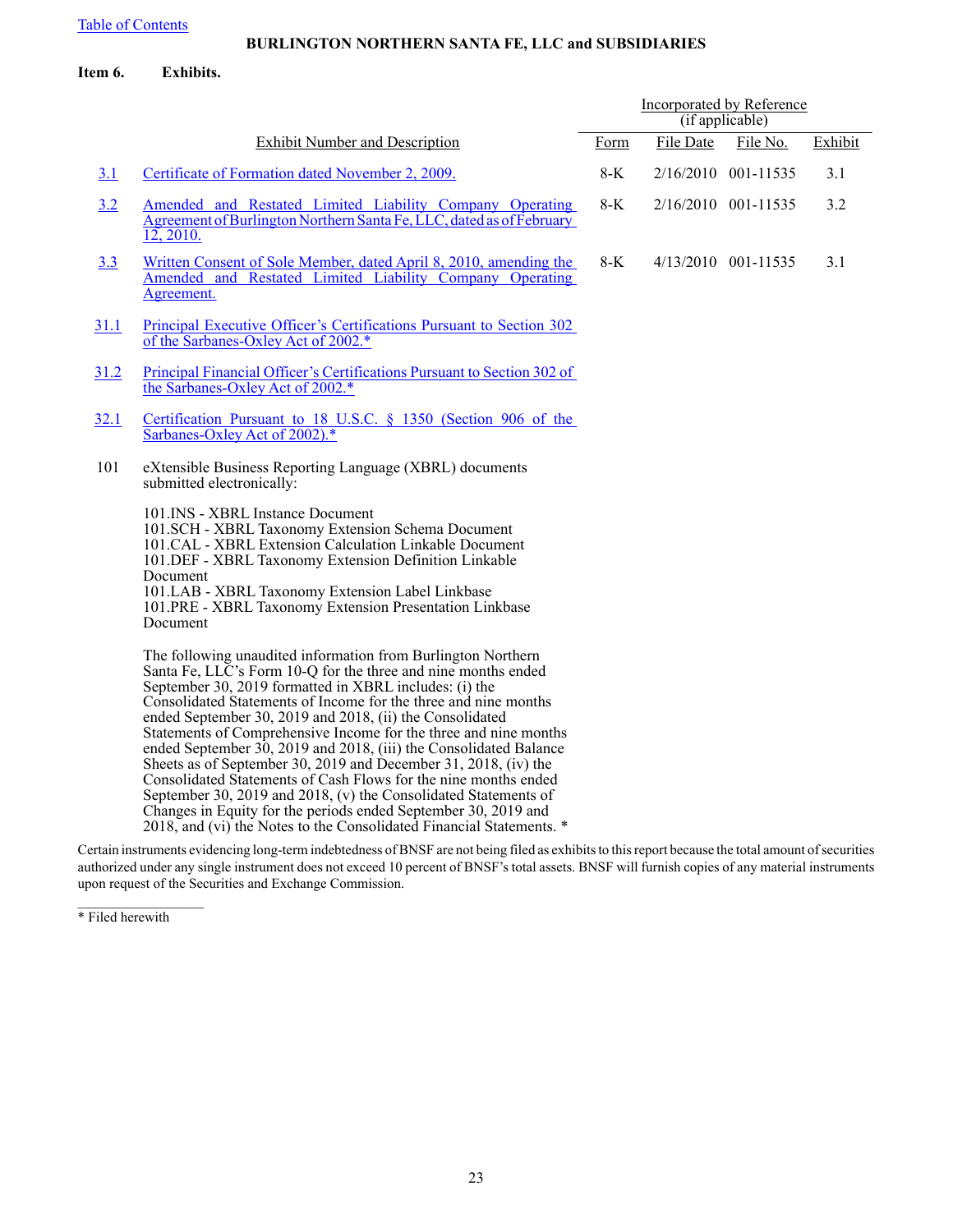[Table of Contents](#)

**BURLINGTON NORTHERN SANTA FE, LLC and SUBSIDIARIES**

**Item 6. Exhibits.**

| | | Incorporated by Reference (if applicable) | | | |
|---|---|---|---|---|---|
| Exhibit Number and Description | | Form | File Date | File No. | Exhibit |
| 3.1 | Certificate of Formation dated November 2, 2009. | 8-K | 2/16/2010 | 001-11535 | 3.1 |
| 3.2 | Amended and Restated Limited Liability Company Operating Agreement of Burlington Northern Santa Fe, LLC, dated as of February 12, 2010. | 8-K | 2/16/2010 | 001-11535 | 3.2 |
| 3.3 | Written Consent of Sole Member, dated April 8, 2010, amending the Amended and Restated Limited Liability Company Operating Agreement. | 8-K | 4/13/2010 | 001-11535 | 3.1 |
| 31.1 | Principal Executive Officer's Certifications Pursuant to Section 302 of the Sarbanes-Oxley Act of 2002.* | | | | |
| 31.2 | Principal Financial Officer's Certifications Pursuant to Section 302 of the Sarbanes-Oxley Act of 2002.* | | | | |
| 32.1 | Certification Pursuant to 18 U.S.C. § 1350 (Section 906 of the Sarbanes-Oxley Act of 2002).* | | | | |
| 101 | eXtensible Business Reporting Language (XBRL) documents submitted electronically:<br><br>101.INS - XBRL Instance Document<br>101.SCH - XBRL Taxonomy Extension Schema Document<br>101.CAL - XBRL Extension Calculation Linkable Document<br>101.DEF - XBRL Taxonomy Extension Definition Linkable Document<br>101.LAB - XBRL Taxonomy Extension Label Linkbase<br>101.PRE - XBRL Taxonomy Extension Presentation Linkbase Document<br><br>The following unaudited information from Burlington Northern Santa Fe, LLC's Form 10-Q for the three and nine months ended September 30, 2019 formatted in XBRL includes: (i) the Consolidated Statements of Income for the three and nine months ended September 30, 2019 and 2018, (ii) the Consolidated Statements of Comprehensive Income for the three and nine months ended September 30, 2019 and 2018, (iii) the Consolidated Balance Sheets as of September 30, 2019 and December 31, 2018, (iv) the Consolidated Statements of Cash Flows for the nine months ended September 30, 2019 and 2018, (v) the Consolidated Statements of Changes in Equity for the periods ended September 30, 2019 and 2018, and (vi) the Notes to the Consolidated Financial Statements. * | | | | |

Certain instruments evidencing long-term indebtedness of BNSF are not being filed as exhibits to this report because the total amount of securities authorized under any single instrument does not exceed 10 percent of BNSF's total assets. BNSF will furnish copies of any material instruments upon request of the Securities and Exchange Commission.

\* Filed herewith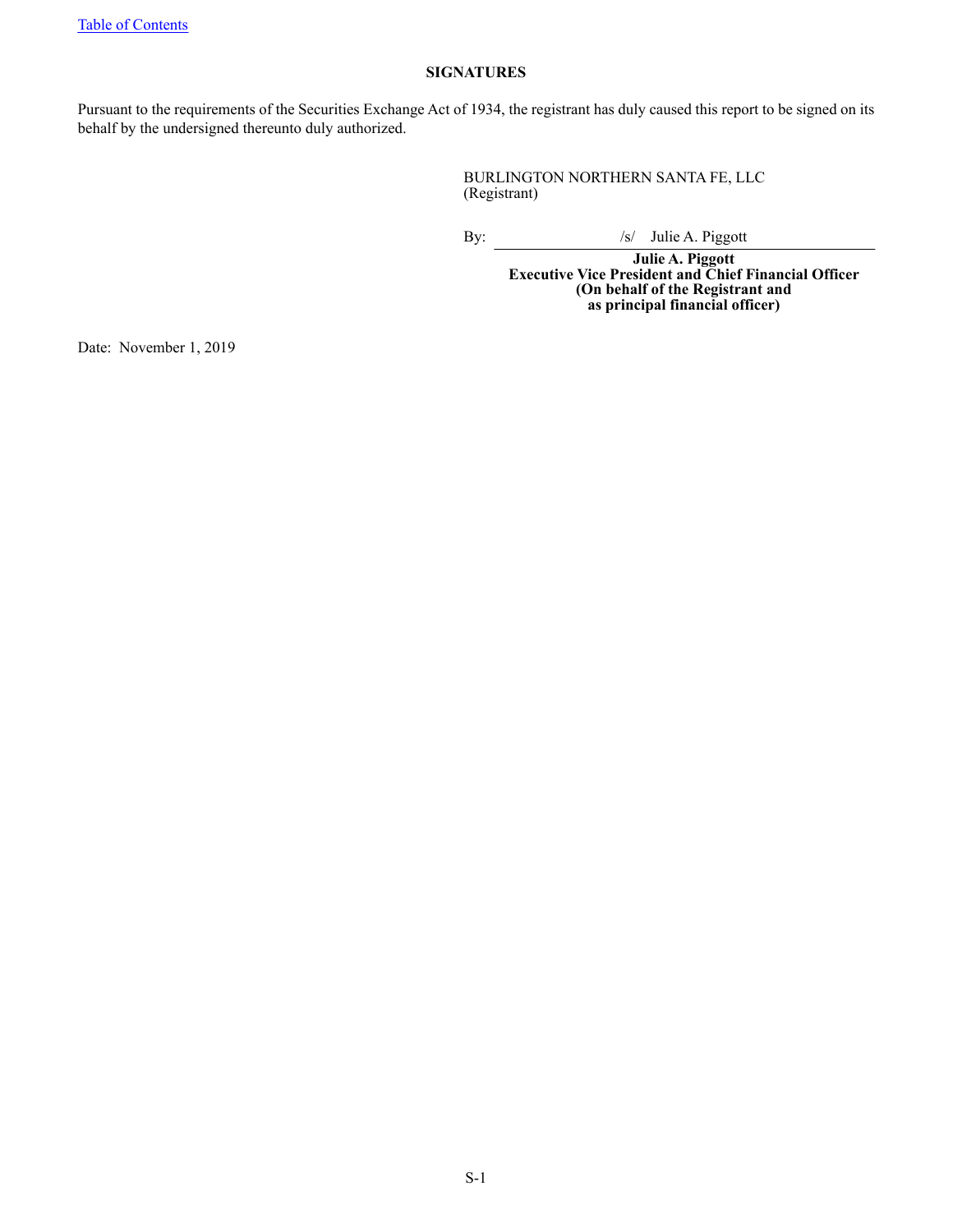## SIGNATURES

Pursuant to the requirements of the Securities Exchange Act of 1934, the registrant has duly caused this report to be signed on its behalf by the undersigned thereunto duly authorized.

BURLINGTON NORTHERN SANTA FE, LLC
(Registrant)

By: /s/ Julie A. Piggott

**Julie A. Piggott**
**Executive Vice President and Chief Financial Officer**
**(On behalf of the Registrant and**
**as principal financial officer)**

Date: November 1, 2019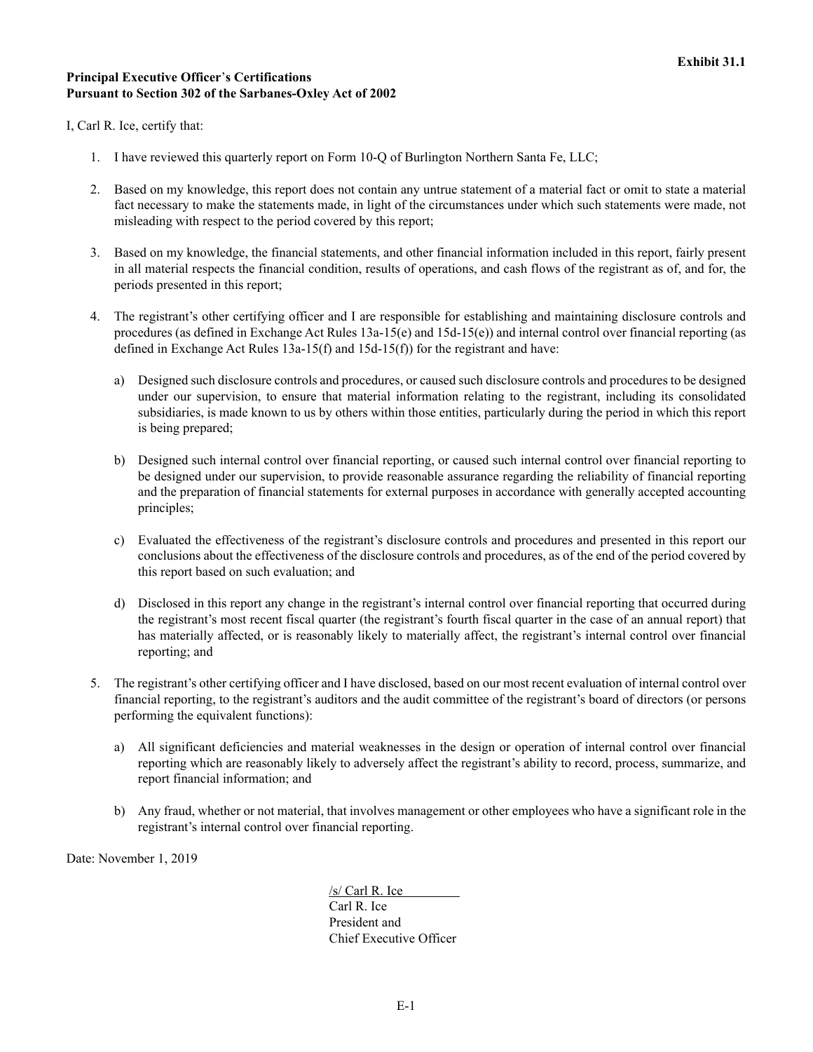**Exhibit 31.1**

**Principal Executive Officer's Certifications**
**Pursuant to Section 302 of the Sarbanes-Oxley Act of 2002**

I, Carl R. Ice, certify that:

1. I have reviewed this quarterly report on Form 10-Q of Burlington Northern Santa Fe, LLC;

2. Based on my knowledge, this report does not contain any untrue statement of a material fact or omit to state a material fact necessary to make the statements made, in light of the circumstances under which such statements were made, not misleading with respect to the period covered by this report;

3. Based on my knowledge, the financial statements, and other financial information included in this report, fairly present in all material respects the financial condition, results of operations, and cash flows of the registrant as of, and for, the periods presented in this report;

4. The registrant's other certifying officer and I are responsible for establishing and maintaining disclosure controls and procedures (as defined in Exchange Act Rules 13a-15(e) and 15d-15(e)) and internal control over financial reporting (as defined in Exchange Act Rules 13a-15(f) and 15d-15(f)) for the registrant and have:

   a) Designed such disclosure controls and procedures, or caused such disclosure controls and procedures to be designed under our supervision, to ensure that material information relating to the registrant, including its consolidated subsidiaries, is made known to us by others within those entities, particularly during the period in which this report is being prepared;

   b) Designed such internal control over financial reporting, or caused such internal control over financial reporting to be designed under our supervision, to provide reasonable assurance regarding the reliability of financial reporting and the preparation of financial statements for external purposes in accordance with generally accepted accounting principles;

   c) Evaluated the effectiveness of the registrant's disclosure controls and procedures and presented in this report our conclusions about the effectiveness of the disclosure controls and procedures, as of the end of the period covered by this report based on such evaluation; and

   d) Disclosed in this report any change in the registrant's internal control over financial reporting that occurred during the registrant's most recent fiscal quarter (the registrant's fourth fiscal quarter in the case of an annual report) that has materially affected, or is reasonably likely to materially affect, the registrant's internal control over financial reporting; and

5. The registrant's other certifying officer and I have disclosed, based on our most recent evaluation of internal control over financial reporting, to the registrant's auditors and the audit committee of the registrant's board of directors (or persons performing the equivalent functions):

   a) All significant deficiencies and material weaknesses in the design or operation of internal control over financial reporting which are reasonably likely to adversely affect the registrant's ability to record, process, summarize, and report financial information; and

   b) Any fraud, whether or not material, that involves management or other employees who have a significant role in the registrant's internal control over financial reporting.

Date: November 1, 2019

/s/ Carl R. Ice
Carl R. Ice
President and
Chief Executive Officer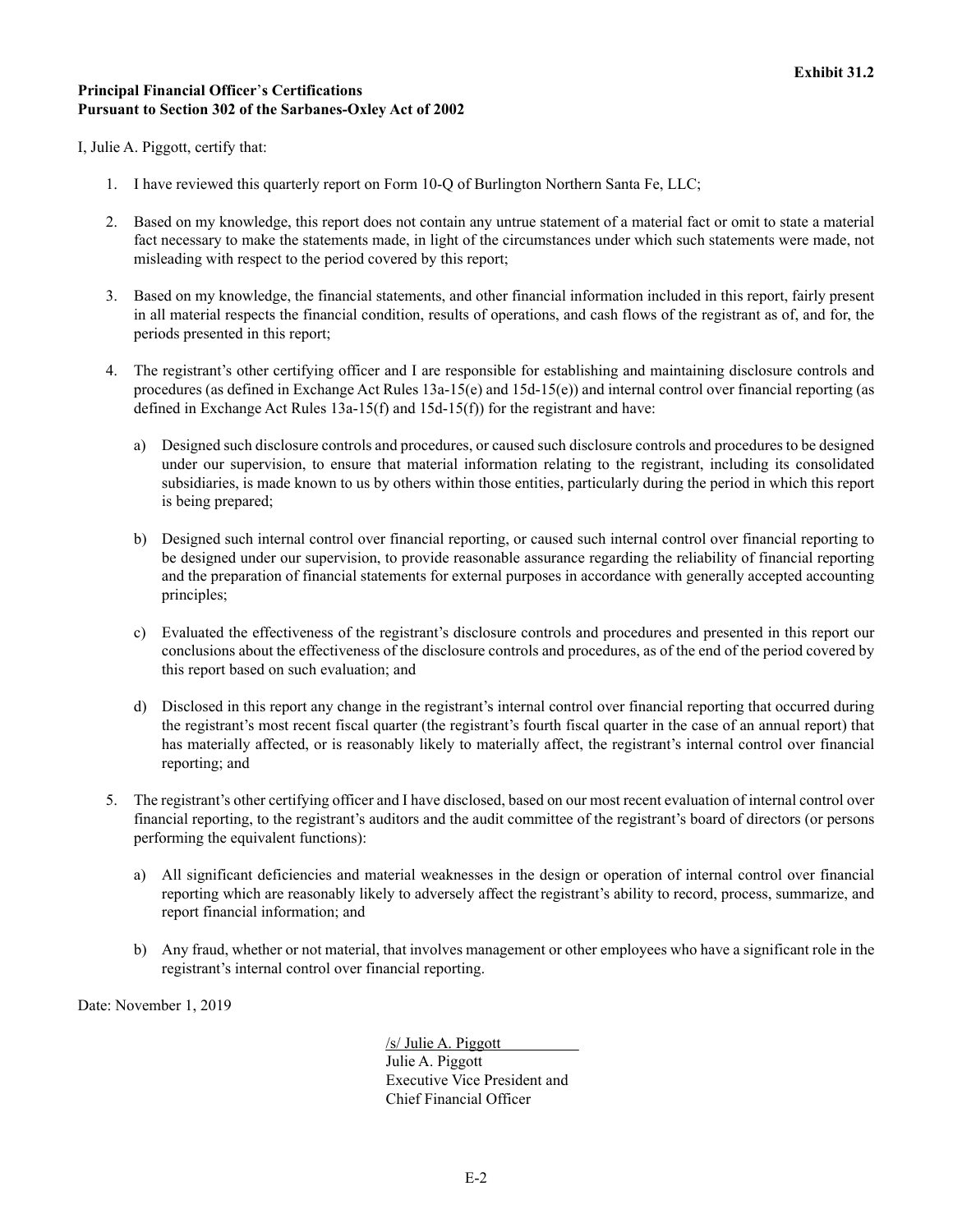**Exhibit 31.2**

**Principal Financial Officer's Certifications**
**Pursuant to Section 302 of the Sarbanes-Oxley Act of 2002**

I, Julie A. Piggott, certify that:

1. I have reviewed this quarterly report on Form 10-Q of Burlington Northern Santa Fe, LLC;

2. Based on my knowledge, this report does not contain any untrue statement of a material fact or omit to state a material fact necessary to make the statements made, in light of the circumstances under which such statements were made, not misleading with respect to the period covered by this report;

3. Based on my knowledge, the financial statements, and other financial information included in this report, fairly present in all material respects the financial condition, results of operations, and cash flows of the registrant as of, and for, the periods presented in this report;

4. The registrant's other certifying officer and I are responsible for establishing and maintaining disclosure controls and procedures (as defined in Exchange Act Rules 13a-15(e) and 15d-15(e)) and internal control over financial reporting (as defined in Exchange Act Rules 13a-15(f) and 15d-15(f)) for the registrant and have:

   a) Designed such disclosure controls and procedures, or caused such disclosure controls and procedures to be designed under our supervision, to ensure that material information relating to the registrant, including its consolidated subsidiaries, is made known to us by others within those entities, particularly during the period in which this report is being prepared;

   b) Designed such internal control over financial reporting, or caused such internal control over financial reporting to be designed under our supervision, to provide reasonable assurance regarding the reliability of financial reporting and the preparation of financial statements for external purposes in accordance with generally accepted accounting principles;

   c) Evaluated the effectiveness of the registrant's disclosure controls and procedures and presented in this report our conclusions about the effectiveness of the disclosure controls and procedures, as of the end of the period covered by this report based on such evaluation; and

   d) Disclosed in this report any change in the registrant's internal control over financial reporting that occurred during the registrant's most recent fiscal quarter (the registrant's fourth fiscal quarter in the case of an annual report) that has materially affected, or is reasonably likely to materially affect, the registrant's internal control over financial reporting; and

5. The registrant's other certifying officer and I have disclosed, based on our most recent evaluation of internal control over financial reporting, to the registrant's auditors and the audit committee of the registrant's board of directors (or persons performing the equivalent functions):

   a) All significant deficiencies and material weaknesses in the design or operation of internal control over financial reporting which are reasonably likely to adversely affect the registrant's ability to record, process, summarize, and report financial information; and

   b) Any fraud, whether or not material, that involves management or other employees who have a significant role in the registrant's internal control over financial reporting.

Date: November 1, 2019

/s/ Julie A. Piggott
Julie A. Piggott
Executive Vice President and
Chief Financial Officer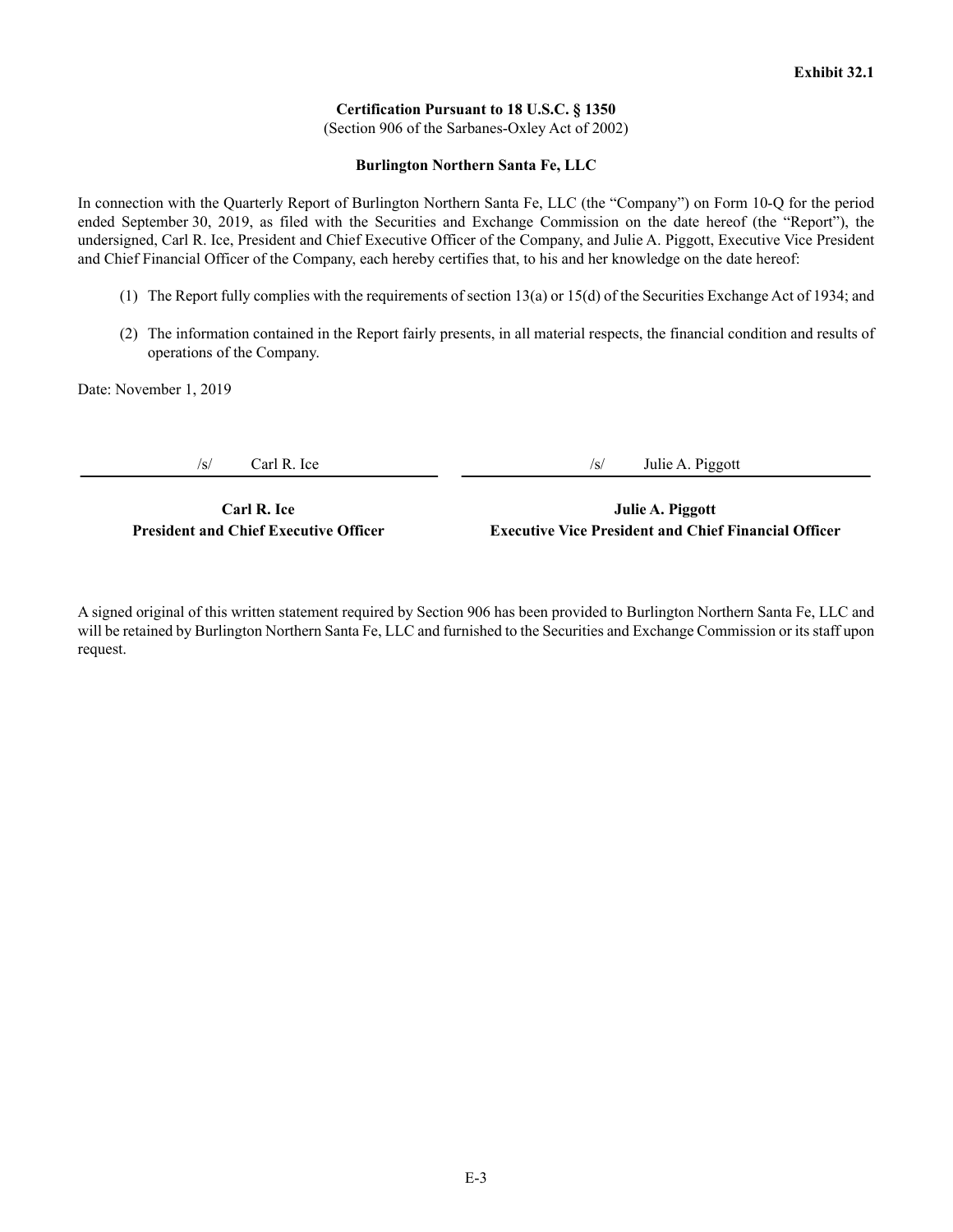**Exhibit 32.1**

**Certification Pursuant to 18 U.S.C. § 1350**

(Section 906 of the Sarbanes-Oxley Act of 2002)

**Burlington Northern Santa Fe, LLC**

In connection with the Quarterly Report of Burlington Northern Santa Fe, LLC (the "Company") on Form 10-Q for the period ended September 30, 2019, as filed with the Securities and Exchange Commission on the date hereof (the "Report"), the undersigned, Carl R. Ice, President and Chief Executive Officer of the Company, and Julie A. Piggott, Executive Vice President and Chief Financial Officer of the Company, each hereby certifies that, to his and her knowledge on the date hereof:

(1) The Report fully complies with the requirements of section 13(a) or 15(d) of the Securities Exchange Act of 1934; and

(2) The information contained in the Report fairly presents, in all material respects, the financial condition and results of operations of the Company.

Date: November 1, 2019

| | |
|---|---|
| /s/ Carl R. Ice | /s/ Julie A. Piggott |
| **Carl R. Ice** | **Julie A. Piggott** |
| **President and Chief Executive Officer** | **Executive Vice President and Chief Financial Officer** |

A signed original of this written statement required by Section 906 has been provided to Burlington Northern Santa Fe, LLC and will be retained by Burlington Northern Santa Fe, LLC and furnished to the Securities and Exchange Commission or its staff upon request.